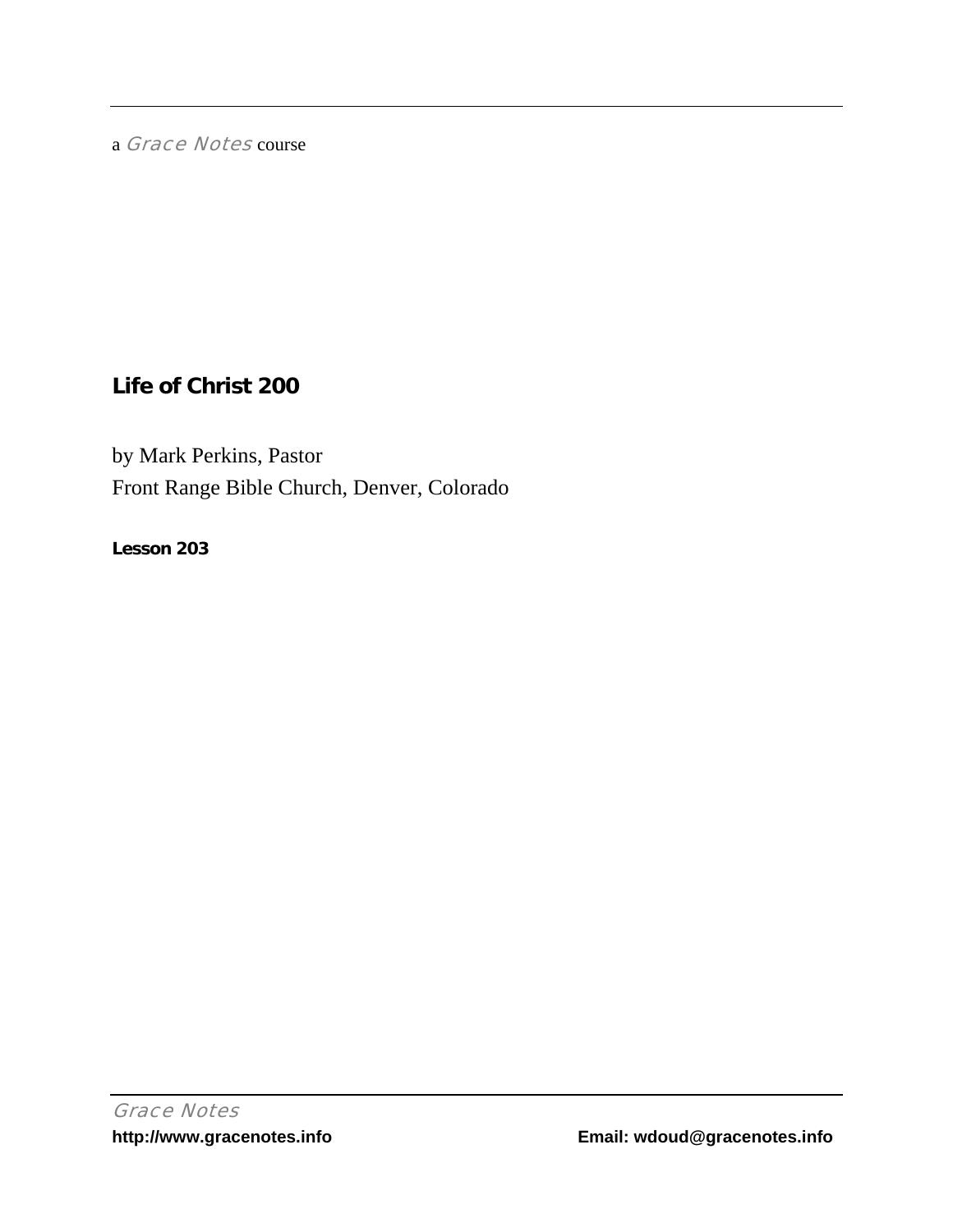a *Grace Notes* course

# Life of Christ 200

by Mark Perkins, Pastor
Front Range Bible Church, Denver, Colorado

**Lesson 203**

*Grace Notes*
**http://www.gracenotes.info** **Email: wdoud@gracenotes.info**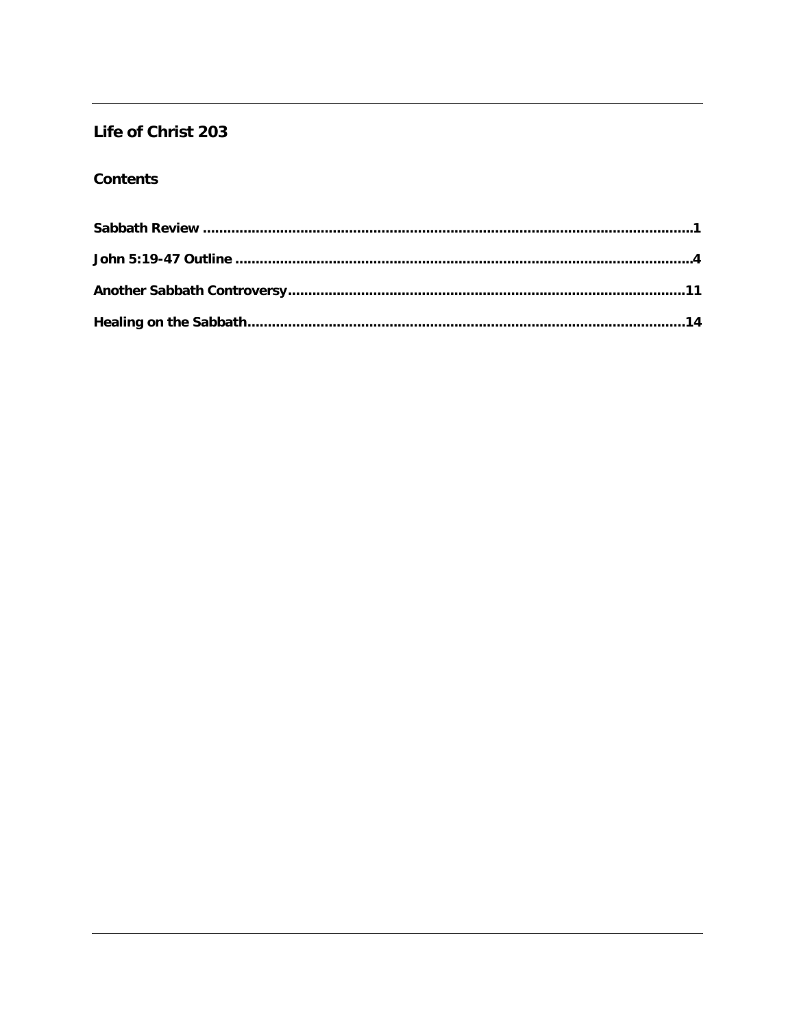# Life of Christ 203

## Contents

**Sabbath Review** ........................................................................................................1

**John 5:19-47 Outline** ..................................................................................................4

**Another Sabbath Controversy** ...................................................................................11

**Healing on the Sabbath** .............................................................................................14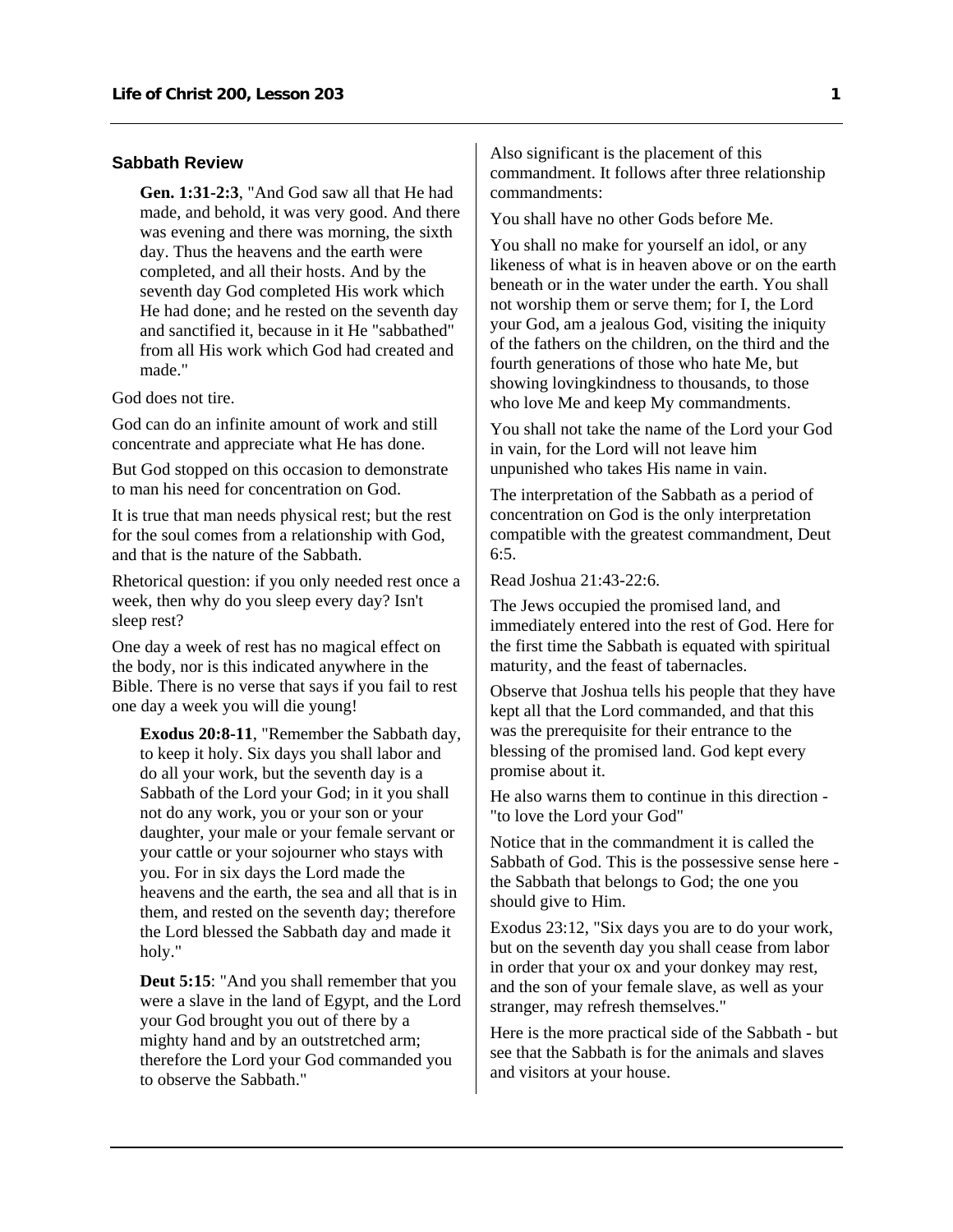### Sabbath Review

> **Gen. 1:31-2:3**, "And God saw all that He had made, and behold, it was very good. And there was evening and there was morning, the sixth day. Thus the heavens and the earth were completed, and all their hosts. And by the seventh day God completed His work which He had done; and he rested on the seventh day and sanctified it, because in it He "sabbathed" from all His work which God had created and made."

God does not tire.

God can do an infinite amount of work and still concentrate and appreciate what He has done.

But God stopped on this occasion to demonstrate to man his need for concentration on God.

It is true that man needs physical rest; but the rest for the soul comes from a relationship with God, and that is the nature of the Sabbath.

Rhetorical question: if you only needed rest once a week, then why do you sleep every day? Isn't sleep rest?

One day a week of rest has no magical effect on the body, nor is this indicated anywhere in the Bible. There is no verse that says if you fail to rest one day a week you will die young!

> **Exodus 20:8-11**, "Remember the Sabbath day, to keep it holy. Six days you shall labor and do all your work, but the seventh day is a Sabbath of the Lord your God; in it you shall not do any work, you or your son or your daughter, your male or your female servant or your cattle or your sojourner who stays with you. For in six days the Lord made the heavens and the earth, the sea and all that is in them, and rested on the seventh day; therefore the Lord blessed the Sabbath day and made it holy."

> **Deut 5:15**: "And you shall remember that you were a slave in the land of Egypt, and the Lord your God brought you out of there by a mighty hand and by an outstretched arm; therefore the Lord your God commanded you to observe the Sabbath."

Also significant is the placement of this commandment. It follows after three relationship commandments:

You shall have no other Gods before Me.

You shall no make for yourself an idol, or any likeness of what is in heaven above or on the earth beneath or in the water under the earth. You shall not worship them or serve them; for I, the Lord your God, am a jealous God, visiting the iniquity of the fathers on the children, on the third and the fourth generations of those who hate Me, but showing lovingkindness to thousands, to those who love Me and keep My commandments.

You shall not take the name of the Lord your God in vain, for the Lord will not leave him unpunished who takes His name in vain.

The interpretation of the Sabbath as a period of concentration on God is the only interpretation compatible with the greatest commandment, Deut 6:5.

Read Joshua 21:43-22:6.

The Jews occupied the promised land, and immediately entered into the rest of God. Here for the first time the Sabbath is equated with spiritual maturity, and the feast of tabernacles.

Observe that Joshua tells his people that they have kept all that the Lord commanded, and that this was the prerequisite for their entrance to the blessing of the promised land. God kept every promise about it.

He also warns them to continue in this direction - "to love the Lord your God"

Notice that in the commandment it is called the Sabbath of God. This is the possessive sense here - the Sabbath that belongs to God; the one you should give to Him.

Exodus 23:12, "Six days you are to do your work, but on the seventh day you shall cease from labor in order that your ox and your donkey may rest, and the son of your female slave, as well as your stranger, may refresh themselves."

Here is the more practical side of the Sabbath - but see that the Sabbath is for the animals and slaves and visitors at your house.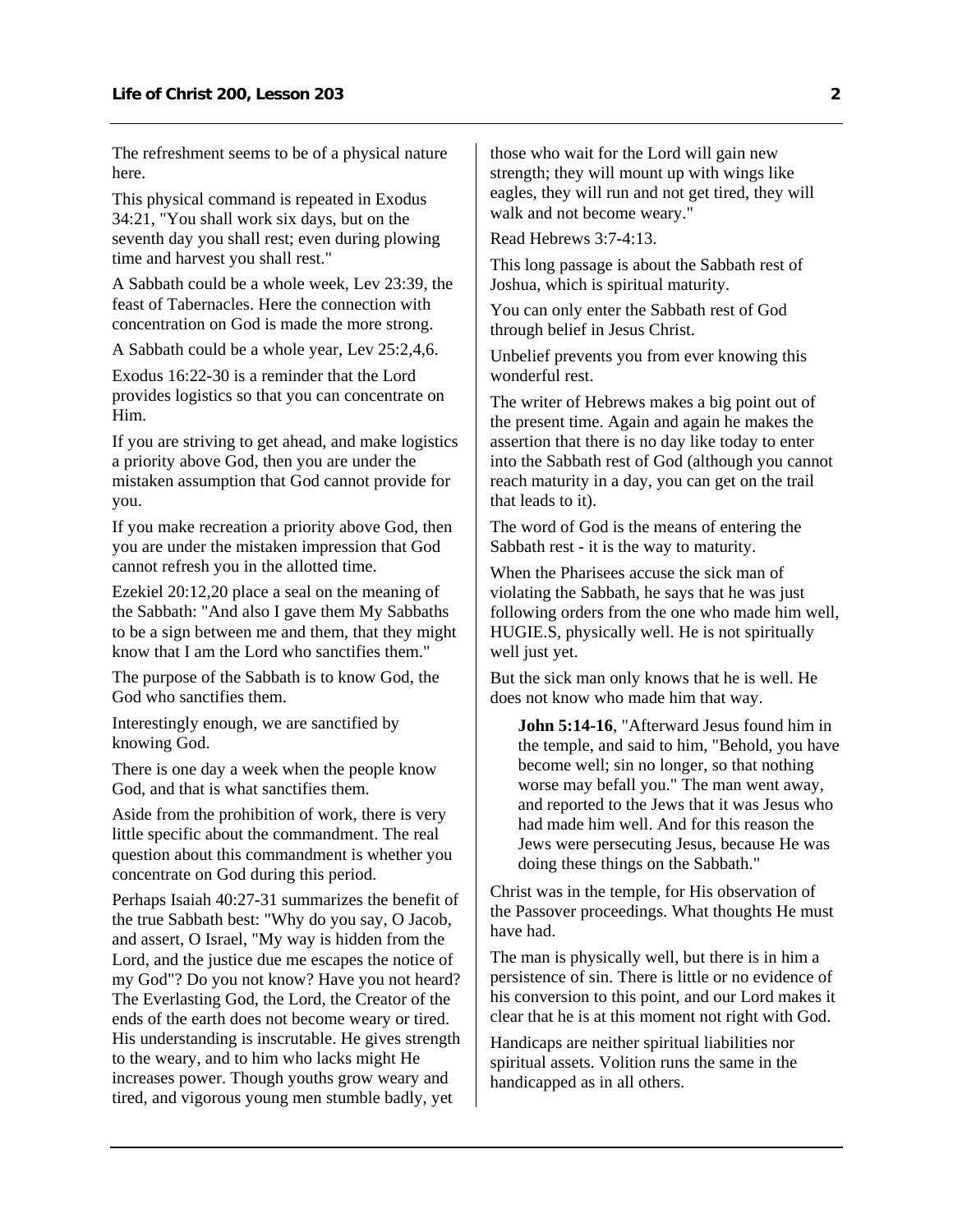The refreshment seems to be of a physical nature here.

This physical command is repeated in Exodus 34:21, "You shall work six days, but on the seventh day you shall rest; even during plowing time and harvest you shall rest."

A Sabbath could be a whole week, Lev 23:39, the feast of Tabernacles. Here the connection with concentration on God is made the more strong.

A Sabbath could be a whole year, Lev 25:2,4,6.

Exodus 16:22-30 is a reminder that the Lord provides logistics so that you can concentrate on Him.

If you are striving to get ahead, and make logistics a priority above God, then you are under the mistaken assumption that God cannot provide for you.

If you make recreation a priority above God, then you are under the mistaken impression that God cannot refresh you in the allotted time.

Ezekiel 20:12,20 place a seal on the meaning of the Sabbath: "And also I gave them My Sabbaths to be a sign between me and them, that they might know that I am the Lord who sanctifies them."

The purpose of the Sabbath is to know God, the God who sanctifies them.

Interestingly enough, we are sanctified by knowing God.

There is one day a week when the people know God, and that is what sanctifies them.

Aside from the prohibition of work, there is very little specific about the commandment. The real question about this commandment is whether you concentrate on God during this period.

Perhaps Isaiah 40:27-31 summarizes the benefit of the true Sabbath best: "Why do you say, O Jacob, and assert, O Israel, "My way is hidden from the Lord, and the justice due me escapes the notice of my God"? Do you not know? Have you not heard? The Everlasting God, the Lord, the Creator of the ends of the earth does not become weary or tired. His understanding is inscrutable. He gives strength to the weary, and to him who lacks might He increases power. Though youths grow weary and tired, and vigorous young men stumble badly, yet those who wait for the Lord will gain new strength; they will mount up with wings like eagles, they will run and not get tired, they will walk and not become weary."

Read Hebrews 3:7-4:13.

This long passage is about the Sabbath rest of Joshua, which is spiritual maturity.

You can only enter the Sabbath rest of God through belief in Jesus Christ.

Unbelief prevents you from ever knowing this wonderful rest.

The writer of Hebrews makes a big point out of the present time. Again and again he makes the assertion that there is no day like today to enter into the Sabbath rest of God (although you cannot reach maturity in a day, you can get on the trail that leads to it).

The word of God is the means of entering the Sabbath rest - it is the way to maturity.

When the Pharisees accuse the sick man of violating the Sabbath, he says that he was just following orders from the one who made him well, HUGIE.S, physically well. He is not spiritually well just yet.

But the sick man only knows that he is well. He does not know who made him that way.

> **John 5:14-16**, "Afterward Jesus found him in the temple, and said to him, "Behold, you have become well; sin no longer, so that nothing worse may befall you." The man went away, and reported to the Jews that it was Jesus who had made him well. And for this reason the Jews were persecuting Jesus, because He was doing these things on the Sabbath."

Christ was in the temple, for His observation of the Passover proceedings. What thoughts He must have had.

The man is physically well, but there is in him a persistence of sin. There is little or no evidence of his conversion to this point, and our Lord makes it clear that he is at this moment not right with God.

Handicaps are neither spiritual liabilities nor spiritual assets. Volition runs the same in the handicapped as in all others.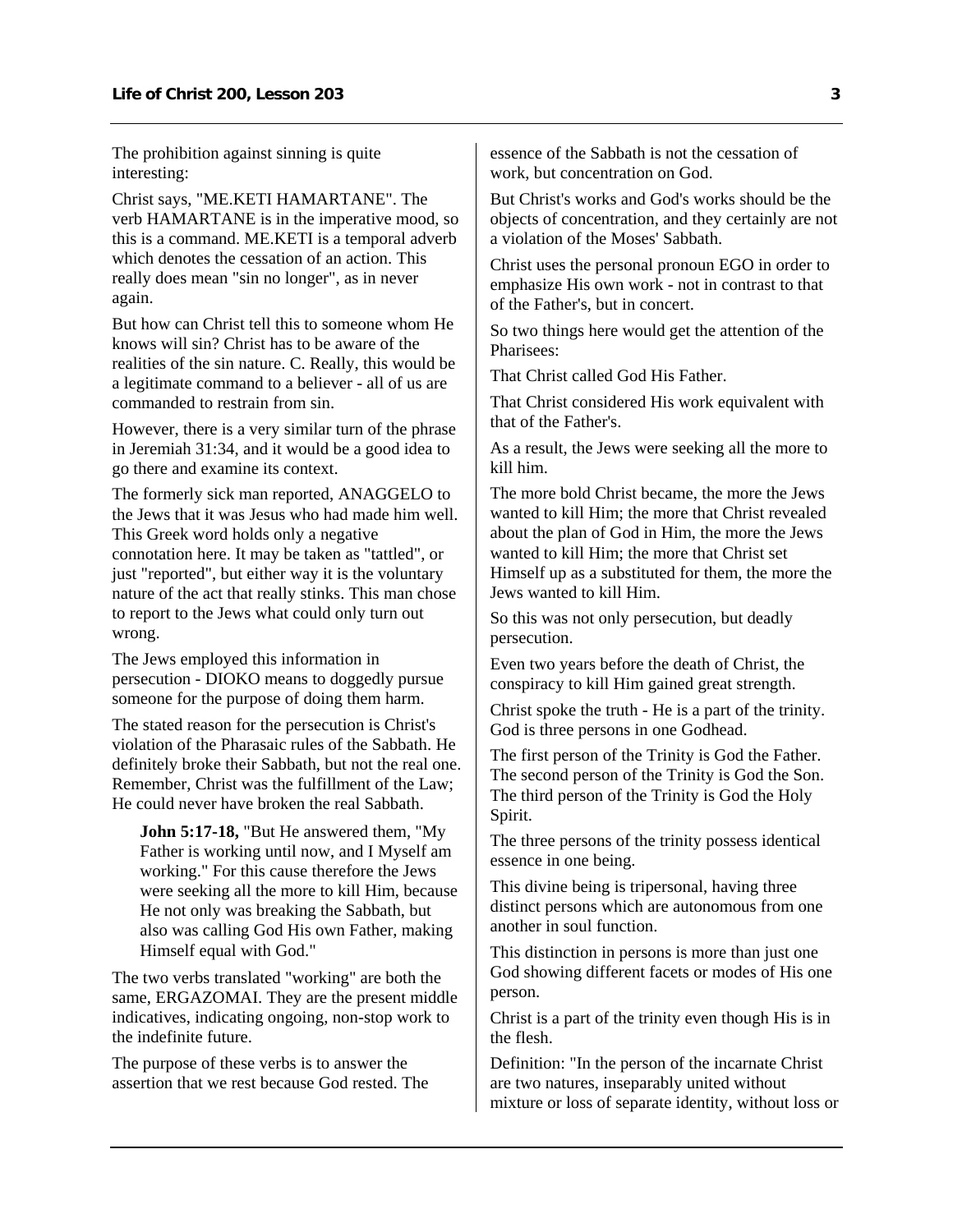The prohibition against sinning is quite interesting:

Christ says, "ME.KETI HAMARTANE". The verb HAMARTANE is in the imperative mood, so this is a command. ME.KETI is a temporal adverb which denotes the cessation of an action. This really does mean "sin no longer", as in never again.

But how can Christ tell this to someone whom He knows will sin? Christ has to be aware of the realities of the sin nature. C. Really, this would be a legitimate command to a believer - all of us are commanded to restrain from sin.

However, there is a very similar turn of the phrase in Jeremiah 31:34, and it would be a good idea to go there and examine its context.

The formerly sick man reported, ANAGGELO to the Jews that it was Jesus who had made him well. This Greek word holds only a negative connotation here. It may be taken as "tattled", or just "reported", but either way it is the voluntary nature of the act that really stinks. This man chose to report to the Jews what could only turn out wrong.

The Jews employed this information in persecution - DIOKO means to doggedly pursue someone for the purpose of doing them harm.

The stated reason for the persecution is Christ's violation of the Pharasaic rules of the Sabbath. He definitely broke their Sabbath, but not the real one. Remember, Christ was the fulfillment of the Law; He could never have broken the real Sabbath.

> **John 5:17-18,** "But He answered them, "My Father is working until now, and I Myself am working." For this cause therefore the Jews were seeking all the more to kill Him, because He not only was breaking the Sabbath, but also was calling God His own Father, making Himself equal with God."

The two verbs translated "working" are both the same, ERGAZOMAI. They are the present middle indicatives, indicating ongoing, non-stop work to the indefinite future.

The purpose of these verbs is to answer the assertion that we rest because God rested. The essence of the Sabbath is not the cessation of work, but concentration on God.

But Christ's works and God's works should be the objects of concentration, and they certainly are not a violation of the Moses' Sabbath.

Christ uses the personal pronoun EGO in order to emphasize His own work - not in contrast to that of the Father's, but in concert.

So two things here would get the attention of the Pharisees:

That Christ called God His Father.

That Christ considered His work equivalent with that of the Father's.

As a result, the Jews were seeking all the more to kill him.

The more bold Christ became, the more the Jews wanted to kill Him; the more that Christ revealed about the plan of God in Him, the more the Jews wanted to kill Him; the more that Christ set Himself up as a substituted for them, the more the Jews wanted to kill Him.

So this was not only persecution, but deadly persecution.

Even two years before the death of Christ, the conspiracy to kill Him gained great strength.

Christ spoke the truth - He is a part of the trinity. God is three persons in one Godhead.

The first person of the Trinity is God the Father. The second person of the Trinity is God the Son. The third person of the Trinity is God the Holy Spirit.

The three persons of the trinity possess identical essence in one being.

This divine being is tripersonal, having three distinct persons which are autonomous from one another in soul function.

This distinction in persons is more than just one God showing different facets or modes of His one person.

Christ is a part of the trinity even though His is in the flesh.

Definition: "In the person of the incarnate Christ are two natures, inseparably united without mixture or loss of separate identity, without loss or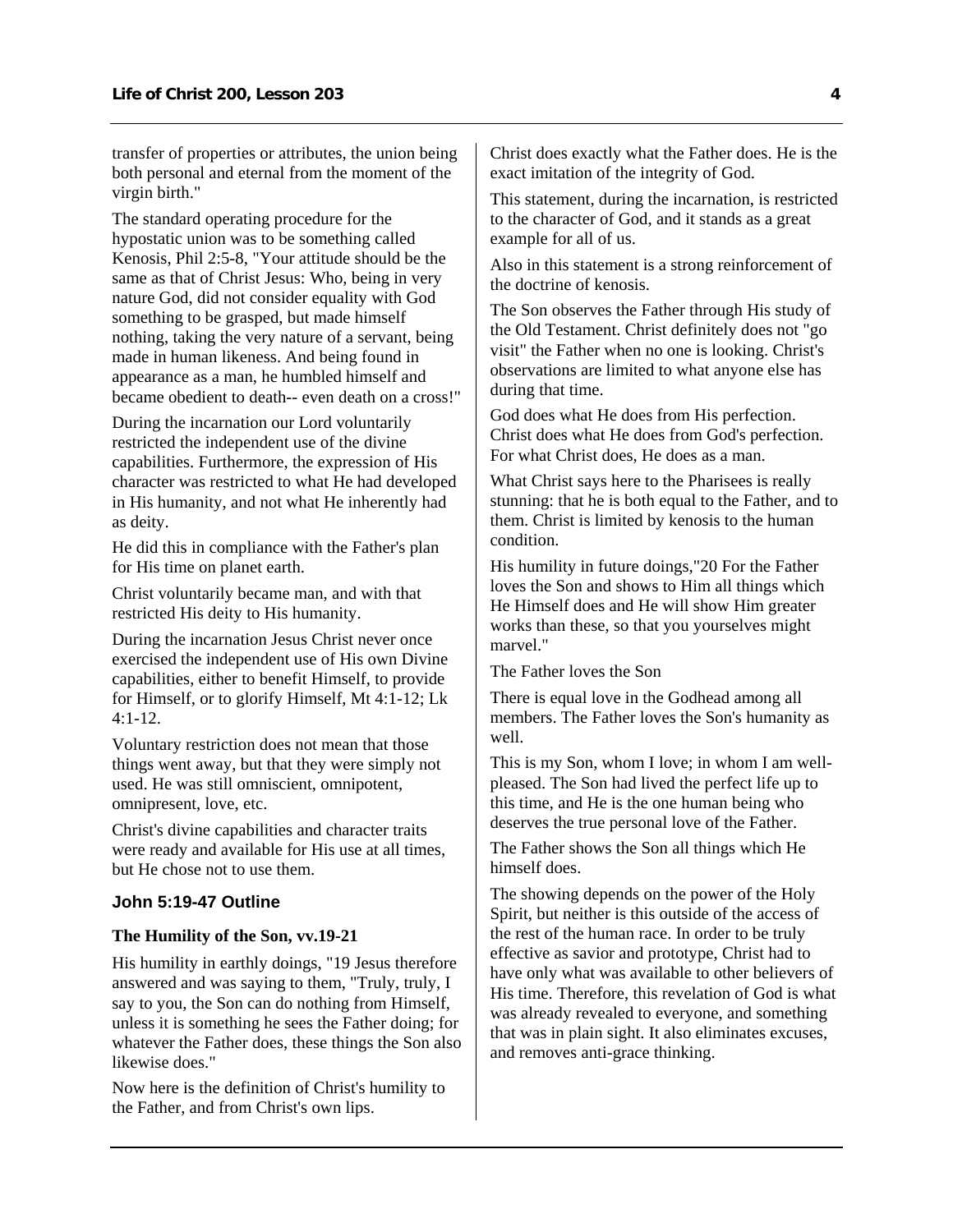transfer of properties or attributes, the union being both personal and eternal from the moment of the virgin birth."

The standard operating procedure for the hypostatic union was to be something called Kenosis, Phil 2:5-8, "Your attitude should be the same as that of Christ Jesus: Who, being in very nature God, did not consider equality with God something to be grasped, but made himself nothing, taking the very nature of a servant, being made in human likeness. And being found in appearance as a man, he humbled himself and became obedient to death-- even death on a cross!"

During the incarnation our Lord voluntarily restricted the independent use of the divine capabilities. Furthermore, the expression of His character was restricted to what He had developed in His humanity, and not what He inherently had as deity.

He did this in compliance with the Father's plan for His time on planet earth.

Christ voluntarily became man, and with that restricted His deity to His humanity.

During the incarnation Jesus Christ never once exercised the independent use of His own Divine capabilities, either to benefit Himself, to provide for Himself, or to glorify Himself, Mt 4:1-12; Lk 4:1-12.

Voluntary restriction does not mean that those things went away, but that they were simply not used. He was still omniscient, omnipotent, omnipresent, love, etc.

Christ's divine capabilities and character traits were ready and available for His use at all times, but He chose not to use them.

### John 5:19-47 Outline

**The Humility of the Son, vv.19-21**

His humility in earthly doings, "19 Jesus therefore answered and was saying to them, "Truly, truly, I say to you, the Son can do nothing from Himself, unless it is something he sees the Father doing; for whatever the Father does, these things the Son also likewise does."

Now here is the definition of Christ's humility to the Father, and from Christ's own lips.

Christ does exactly what the Father does. He is the exact imitation of the integrity of God.

This statement, during the incarnation, is restricted to the character of God, and it stands as a great example for all of us.

Also in this statement is a strong reinforcement of the doctrine of kenosis.

The Son observes the Father through His study of the Old Testament. Christ definitely does not "go visit" the Father when no one is looking. Christ's observations are limited to what anyone else has during that time.

God does what He does from His perfection. Christ does what He does from God's perfection. For what Christ does, He does as a man.

What Christ says here to the Pharisees is really stunning: that he is both equal to the Father, and to them. Christ is limited by kenosis to the human condition.

His humility in future doings,"20 For the Father loves the Son and shows to Him all things which He Himself does and He will show Him greater works than these, so that you yourselves might marvel."

The Father loves the Son

There is equal love in the Godhead among all members. The Father loves the Son's humanity as well.

This is my Son, whom I love; in whom I am well-pleased. The Son had lived the perfect life up to this time, and He is the one human being who deserves the true personal love of the Father.

The Father shows the Son all things which He himself does.

The showing depends on the power of the Holy Spirit, but neither is this outside of the access of the rest of the human race. In order to be truly effective as savior and prototype, Christ had to have only what was available to other believers of His time. Therefore, this revelation of God is what was already revealed to everyone, and something that was in plain sight. It also eliminates excuses, and removes anti-grace thinking.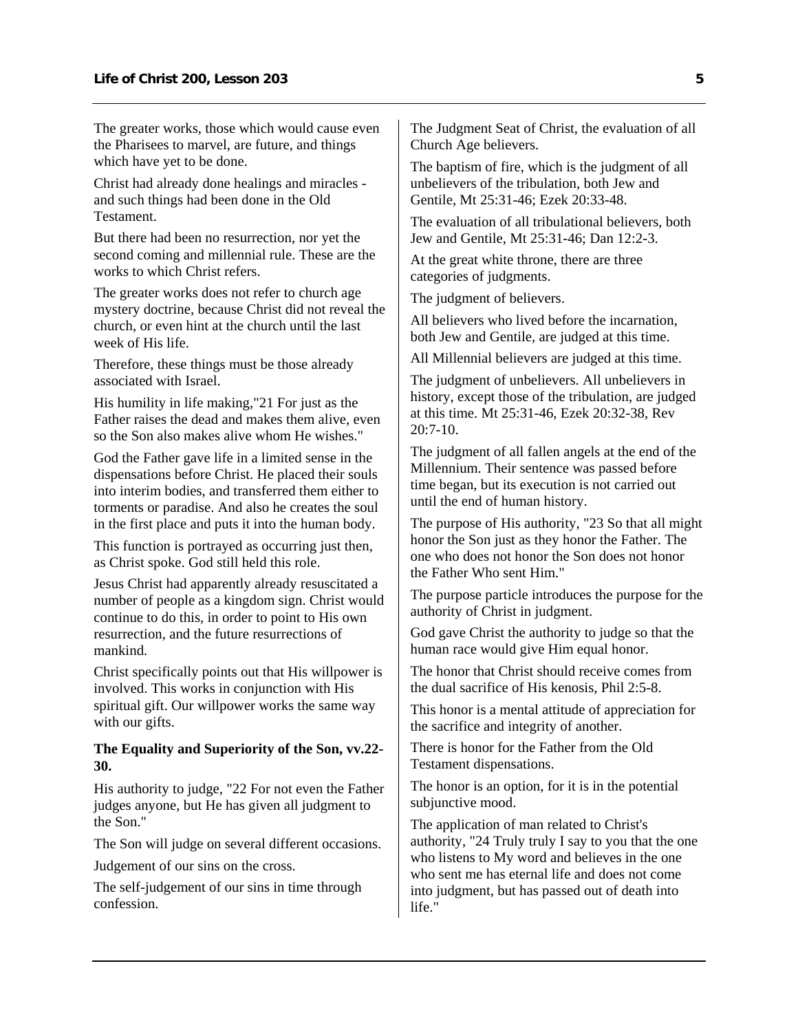The greater works, those which would cause even the Pharisees to marvel, are future, and things which have yet to be done.

Christ had already done healings and miracles - and such things had been done in the Old Testament.

But there had been no resurrection, nor yet the second coming and millennial rule. These are the works to which Christ refers.

The greater works does not refer to church age mystery doctrine, because Christ did not reveal the church, or even hint at the church until the last week of His life.

Therefore, these things must be those already associated with Israel.

His humility in life making,"21 For just as the Father raises the dead and makes them alive, even so the Son also makes alive whom He wishes."

God the Father gave life in a limited sense in the dispensations before Christ. He placed their souls into interim bodies, and transferred them either to torments or paradise. And also he creates the soul in the first place and puts it into the human body.

This function is portrayed as occurring just then, as Christ spoke. God still held this role.

Jesus Christ had apparently already resuscitated a number of people as a kingdom sign. Christ would continue to do this, in order to point to His own resurrection, and the future resurrections of mankind.

Christ specifically points out that His willpower is involved. This works in conjunction with His spiritual gift. Our willpower works the same way with our gifts.

**The Equality and Superiority of the Son, vv.22-30.**

His authority to judge, "22 For not even the Father judges anyone, but He has given all judgment to the Son."

The Son will judge on several different occasions.

Judgement of our sins on the cross.

The self-judgement of our sins in time through confession.

The Judgment Seat of Christ, the evaluation of all Church Age believers.

The baptism of fire, which is the judgment of all unbelievers of the tribulation, both Jew and Gentile, Mt 25:31-46; Ezek 20:33-48.

The evaluation of all tribulational believers, both Jew and Gentile, Mt 25:31-46; Dan 12:2-3.

At the great white throne, there are three categories of judgments.

The judgment of believers.

All believers who lived before the incarnation, both Jew and Gentile, are judged at this time.

All Millennial believers are judged at this time.

The judgment of unbelievers. All unbelievers in history, except those of the tribulation, are judged at this time. Mt 25:31-46, Ezek 20:32-38, Rev 20:7-10.

The judgment of all fallen angels at the end of the Millennium. Their sentence was passed before time began, but its execution is not carried out until the end of human history.

The purpose of His authority, "23 So that all might honor the Son just as they honor the Father. The one who does not honor the Son does not honor the Father Who sent Him."

The purpose particle introduces the purpose for the authority of Christ in judgment.

God gave Christ the authority to judge so that the human race would give Him equal honor.

The honor that Christ should receive comes from the dual sacrifice of His kenosis, Phil 2:5-8.

This honor is a mental attitude of appreciation for the sacrifice and integrity of another.

There is honor for the Father from the Old Testament dispensations.

The honor is an option, for it is in the potential subjunctive mood.

The application of man related to Christ's authority, "24 Truly truly I say to you that the one who listens to My word and believes in the one who sent me has eternal life and does not come into judgment, but has passed out of death into life."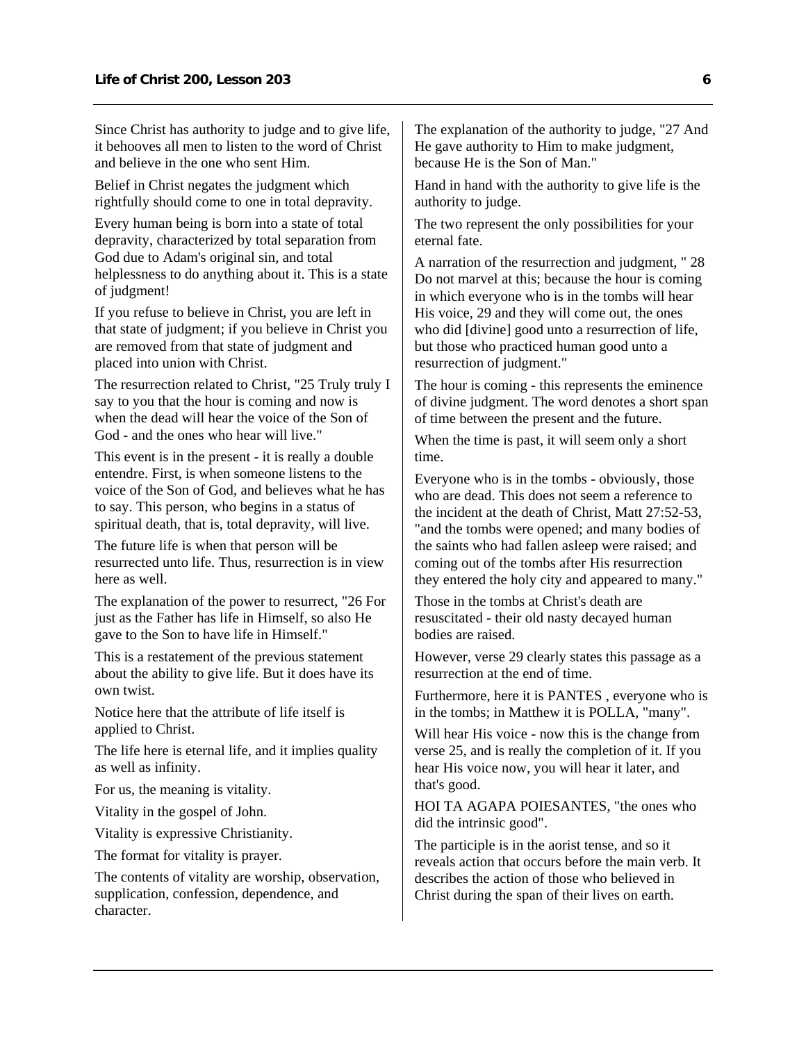Since Christ has authority to judge and to give life, it behooves all men to listen to the word of Christ and believe in the one who sent Him.

Belief in Christ negates the judgment which rightfully should come to one in total depravity.

Every human being is born into a state of total depravity, characterized by total separation from God due to Adam's original sin, and total helplessness to do anything about it. This is a state of judgment!

If you refuse to believe in Christ, you are left in that state of judgment; if you believe in Christ you are removed from that state of judgment and placed into union with Christ.

The resurrection related to Christ, "25 Truly truly I say to you that the hour is coming and now is when the dead will hear the voice of the Son of God - and the ones who hear will live."

This event is in the present - it is really a double entendre. First, is when someone listens to the voice of the Son of God, and believes what he has to say. This person, who begins in a status of spiritual death, that is, total depravity, will live.

The future life is when that person will be resurrected unto life. Thus, resurrection is in view here as well.

The explanation of the power to resurrect, "26 For just as the Father has life in Himself, so also He gave to the Son to have life in Himself."

This is a restatement of the previous statement about the ability to give life. But it does have its own twist.

Notice here that the attribute of life itself is applied to Christ.

The life here is eternal life, and it implies quality as well as infinity.

For us, the meaning is vitality.

Vitality in the gospel of John.

Vitality is expressive Christianity.

The format for vitality is prayer.

The contents of vitality are worship, observation, supplication, confession, dependence, and character.

The explanation of the authority to judge, "27 And He gave authority to Him to make judgment, because He is the Son of Man."

Hand in hand with the authority to give life is the authority to judge.

The two represent the only possibilities for your eternal fate.

A narration of the resurrection and judgment, " 28 Do not marvel at this; because the hour is coming in which everyone who is in the tombs will hear His voice, 29 and they will come out, the ones who did [divine] good unto a resurrection of life, but those who practiced human good unto a resurrection of judgment."

The hour is coming - this represents the eminence of divine judgment. The word denotes a short span of time between the present and the future.

When the time is past, it will seem only a short time.

Everyone who is in the tombs - obviously, those who are dead. This does not seem a reference to the incident at the death of Christ, Matt 27:52-53, "and the tombs were opened; and many bodies of the saints who had fallen asleep were raised; and coming out of the tombs after His resurrection they entered the holy city and appeared to many."

Those in the tombs at Christ's death are resuscitated - their old nasty decayed human bodies are raised.

However, verse 29 clearly states this passage as a resurrection at the end of time.

Furthermore, here it is PANTES , everyone who is in the tombs; in Matthew it is POLLA, "many".

Will hear His voice - now this is the change from verse 25, and is really the completion of it. If you hear His voice now, you will hear it later, and that's good.

HOI TA AGAPA POIESANTES, "the ones who did the intrinsic good".

The participle is in the aorist tense, and so it reveals action that occurs before the main verb. It describes the action of those who believed in Christ during the span of their lives on earth.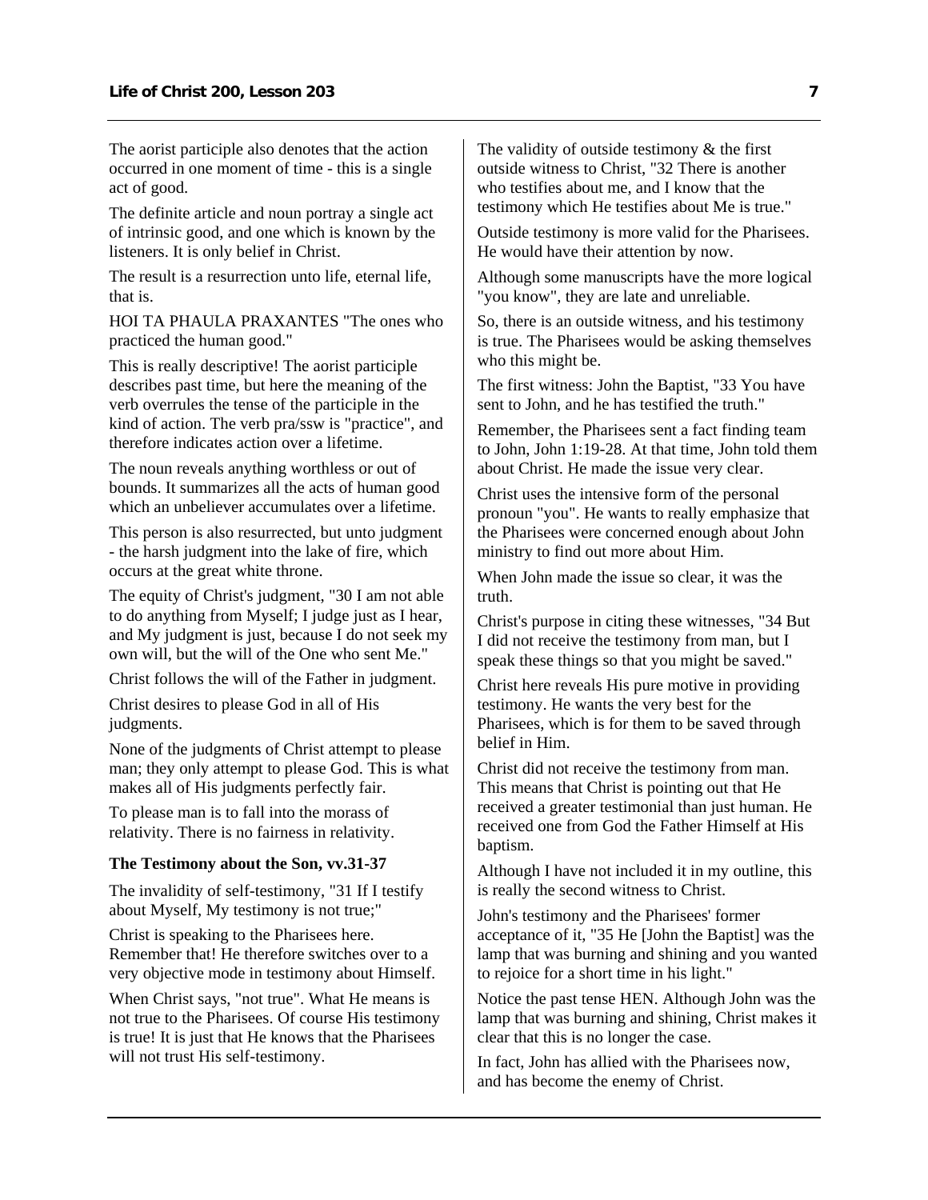The aorist participle also denotes that the action occurred in one moment of time - this is a single act of good.

The definite article and noun portray a single act of intrinsic good, and one which is known by the listeners. It is only belief in Christ.

The result is a resurrection unto life, eternal life, that is.

HOI TA PHAULA PRAXANTES "The ones who practiced the human good."

This is really descriptive! The aorist participle describes past time, but here the meaning of the verb overrules the tense of the participle in the kind of action. The verb pra/ssw is "practice", and therefore indicates action over a lifetime.

The noun reveals anything worthless or out of bounds. It summarizes all the acts of human good which an unbeliever accumulates over a lifetime.

This person is also resurrected, but unto judgment - the harsh judgment into the lake of fire, which occurs at the great white throne.

The equity of Christ's judgment, "30 I am not able to do anything from Myself; I judge just as I hear, and My judgment is just, because I do not seek my own will, but the will of the One who sent Me."

Christ follows the will of the Father in judgment.

Christ desires to please God in all of His judgments.

None of the judgments of Christ attempt to please man; they only attempt to please God. This is what makes all of His judgments perfectly fair.

To please man is to fall into the morass of relativity. There is no fairness in relativity.

**The Testimony about the Son, vv.31-37**

The invalidity of self-testimony, "31 If I testify about Myself, My testimony is not true;"

Christ is speaking to the Pharisees here. Remember that! He therefore switches over to a very objective mode in testimony about Himself.

When Christ says, "not true". What He means is not true to the Pharisees. Of course His testimony is true! It is just that He knows that the Pharisees will not trust His self-testimony.

The validity of outside testimony & the first outside witness to Christ, "32 There is another who testifies about me, and I know that the testimony which He testifies about Me is true."

Outside testimony is more valid for the Pharisees. He would have their attention by now.

Although some manuscripts have the more logical "you know", they are late and unreliable.

So, there is an outside witness, and his testimony is true. The Pharisees would be asking themselves who this might be.

The first witness: John the Baptist, "33 You have sent to John, and he has testified the truth."

Remember, the Pharisees sent a fact finding team to John, John 1:19-28. At that time, John told them about Christ. He made the issue very clear.

Christ uses the intensive form of the personal pronoun "you". He wants to really emphasize that the Pharisees were concerned enough about John ministry to find out more about Him.

When John made the issue so clear, it was the truth.

Christ's purpose in citing these witnesses, "34 But I did not receive the testimony from man, but I speak these things so that you might be saved."

Christ here reveals His pure motive in providing testimony. He wants the very best for the Pharisees, which is for them to be saved through belief in Him.

Christ did not receive the testimony from man. This means that Christ is pointing out that He received a greater testimonial than just human. He received one from God the Father Himself at His baptism.

Although I have not included it in my outline, this is really the second witness to Christ.

John's testimony and the Pharisees' former acceptance of it, "35 He [John the Baptist] was the lamp that was burning and shining and you wanted to rejoice for a short time in his light."

Notice the past tense HEN. Although John was the lamp that was burning and shining, Christ makes it clear that this is no longer the case.

In fact, John has allied with the Pharisees now, and has become the enemy of Christ.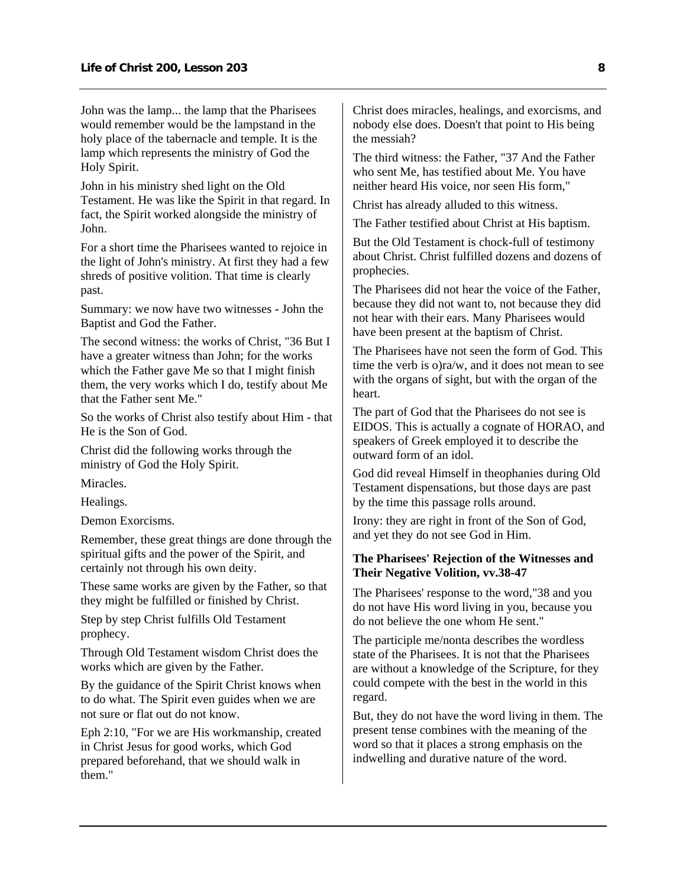John was the lamp... the lamp that the Pharisees would remember would be the lampstand in the holy place of the tabernacle and temple. It is the lamp which represents the ministry of God the Holy Spirit.

John in his ministry shed light on the Old Testament. He was like the Spirit in that regard. In fact, the Spirit worked alongside the ministry of John.

For a short time the Pharisees wanted to rejoice in the light of John's ministry. At first they had a few shreds of positive volition. That time is clearly past.

Summary: we now have two witnesses - John the Baptist and God the Father.

The second witness: the works of Christ, "36 But I have a greater witness than John; for the works which the Father gave Me so that I might finish them, the very works which I do, testify about Me that the Father sent Me."

So the works of Christ also testify about Him - that He is the Son of God.

Christ did the following works through the ministry of God the Holy Spirit.

Miracles.

Healings.

Demon Exorcisms.

Remember, these great things are done through the spiritual gifts and the power of the Spirit, and certainly not through his own deity.

These same works are given by the Father, so that they might be fulfilled or finished by Christ.

Step by step Christ fulfills Old Testament prophecy.

Through Old Testament wisdom Christ does the works which are given by the Father.

By the guidance of the Spirit Christ knows when to do what. The Spirit even guides when we are not sure or flat out do not know.

Eph 2:10, "For we are His workmanship, created in Christ Jesus for good works, which God prepared beforehand, that we should walk in them."

Christ does miracles, healings, and exorcisms, and nobody else does. Doesn't that point to His being the messiah?

The third witness: the Father, "37 And the Father who sent Me, has testified about Me. You have neither heard His voice, nor seen His form,"

Christ has already alluded to this witness.

The Father testified about Christ at His baptism.

But the Old Testament is chock-full of testimony about Christ. Christ fulfilled dozens and dozens of prophecies.

The Pharisees did not hear the voice of the Father, because they did not want to, not because they did not hear with their ears. Many Pharisees would have been present at the baptism of Christ.

The Pharisees have not seen the form of God. This time the verb is o)ra/w, and it does not mean to see with the organs of sight, but with the organ of the heart.

The part of God that the Pharisees do not see is EIDOS. This is actually a cognate of HORAO, and speakers of Greek employed it to describe the outward form of an idol.

God did reveal Himself in theophanies during Old Testament dispensations, but those days are past by the time this passage rolls around.

Irony: they are right in front of the Son of God, and yet they do not see God in Him.

**The Pharisees' Rejection of the Witnesses and Their Negative Volition, vv.38-47**

The Pharisees' response to the word,"38 and you do not have His word living in you, because you do not believe the one whom He sent."

The participle me/nonta describes the wordless state of the Pharisees. It is not that the Pharisees are without a knowledge of the Scripture, for they could compete with the best in the world in this regard.

But, they do not have the word living in them. The present tense combines with the meaning of the word so that it places a strong emphasis on the indwelling and durative nature of the word.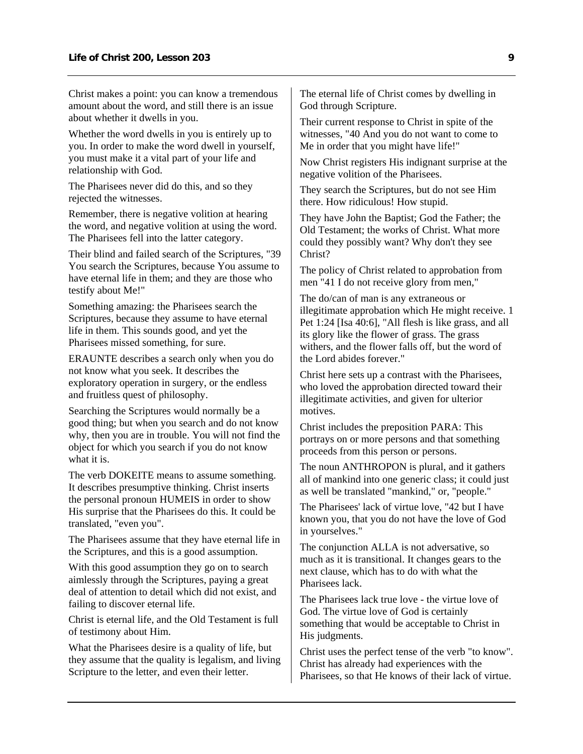Christ makes a point: you can know a tremendous amount about the word, and still there is an issue about whether it dwells in you.

Whether the word dwells in you is entirely up to you. In order to make the word dwell in yourself, you must make it a vital part of your life and relationship with God.

The Pharisees never did do this, and so they rejected the witnesses.

Remember, there is negative volition at hearing the word, and negative volition at using the word. The Pharisees fell into the latter category.

Their blind and failed search of the Scriptures, "39 You search the Scriptures, because You assume to have eternal life in them; and they are those who testify about Me!"

Something amazing: the Pharisees search the Scriptures, because they assume to have eternal life in them. This sounds good, and yet the Pharisees missed something, for sure.

ERAUNTE describes a search only when you do not know what you seek. It describes the exploratory operation in surgery, or the endless and fruitless quest of philosophy.

Searching the Scriptures would normally be a good thing; but when you search and do not know why, then you are in trouble. You will not find the object for which you search if you do not know what it is.

The verb DOKEITE means to assume something. It describes presumptive thinking. Christ inserts the personal pronoun HUMEIS in order to show His surprise that the Pharisees do this. It could be translated, "even you".

The Pharisees assume that they have eternal life in the Scriptures, and this is a good assumption.

With this good assumption they go on to search aimlessly through the Scriptures, paying a great deal of attention to detail which did not exist, and failing to discover eternal life.

Christ is eternal life, and the Old Testament is full of testimony about Him.

What the Pharisees desire is a quality of life, but they assume that the quality is legalism, and living Scripture to the letter, and even their letter.

The eternal life of Christ comes by dwelling in God through Scripture.

Their current response to Christ in spite of the witnesses, "40 And you do not want to come to Me in order that you might have life!"

Now Christ registers His indignant surprise at the negative volition of the Pharisees.

They search the Scriptures, but do not see Him there. How ridiculous! How stupid.

They have John the Baptist; God the Father; the Old Testament; the works of Christ. What more could they possibly want? Why don't they see Christ?

The policy of Christ related to approbation from men "41 I do not receive glory from men,"

The do/can of man is any extraneous or illegitimate approbation which He might receive. 1 Pet 1:24 [Isa 40:6], "All flesh is like grass, and all its glory like the flower of grass. The grass withers, and the flower falls off, but the word of the Lord abides forever."

Christ here sets up a contrast with the Pharisees, who loved the approbation directed toward their illegitimate activities, and given for ulterior motives.

Christ includes the preposition PARA: This portrays on or more persons and that something proceeds from this person or persons.

The noun ANTHROPON is plural, and it gathers all of mankind into one generic class; it could just as well be translated "mankind," or, "people."

The Pharisees' lack of virtue love, "42 but I have known you, that you do not have the love of God in yourselves."

The conjunction ALLA is not adversative, so much as it is transitional. It changes gears to the next clause, which has to do with what the Pharisees lack.

The Pharisees lack true love - the virtue love of God. The virtue love of God is certainly something that would be acceptable to Christ in His judgments.

Christ uses the perfect tense of the verb "to know". Christ has already had experiences with the Pharisees, so that He knows of their lack of virtue.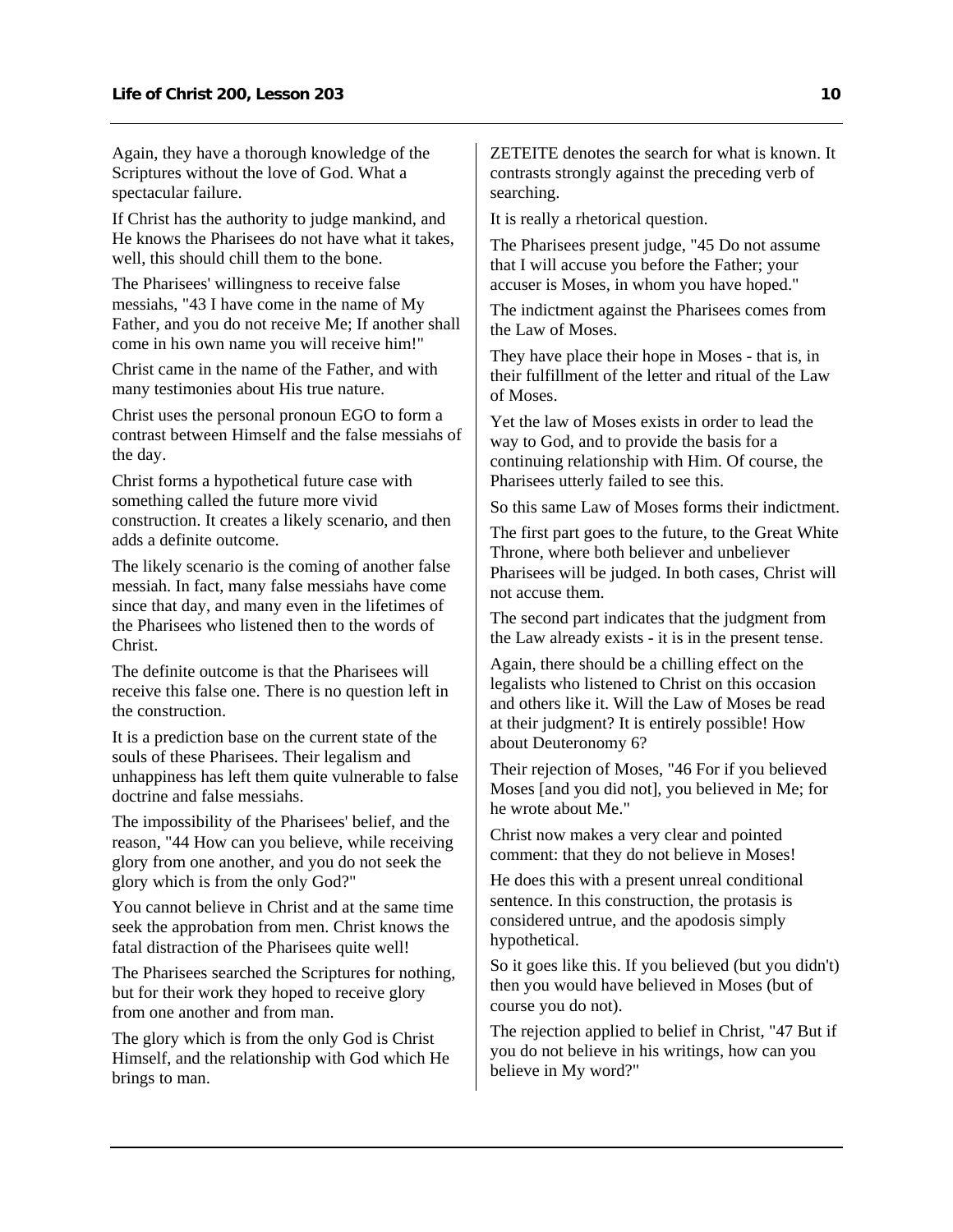Again, they have a thorough knowledge of the Scriptures without the love of God. What a spectacular failure.

If Christ has the authority to judge mankind, and He knows the Pharisees do not have what it takes, well, this should chill them to the bone.

The Pharisees' willingness to receive false messiahs, "43 I have come in the name of My Father, and you do not receive Me; If another shall come in his own name you will receive him!"

Christ came in the name of the Father, and with many testimonies about His true nature.

Christ uses the personal pronoun EGO to form a contrast between Himself and the false messiahs of the day.

Christ forms a hypothetical future case with something called the future more vivid construction. It creates a likely scenario, and then adds a definite outcome.

The likely scenario is the coming of another false messiah. In fact, many false messiahs have come since that day, and many even in the lifetimes of the Pharisees who listened then to the words of Christ.

The definite outcome is that the Pharisees will receive this false one. There is no question left in the construction.

It is a prediction base on the current state of the souls of these Pharisees. Their legalism and unhappiness has left them quite vulnerable to false doctrine and false messiahs.

The impossibility of the Pharisees' belief, and the reason, "44 How can you believe, while receiving glory from one another, and you do not seek the glory which is from the only God?"

You cannot believe in Christ and at the same time seek the approbation from men. Christ knows the fatal distraction of the Pharisees quite well!

The Pharisees searched the Scriptures for nothing, but for their work they hoped to receive glory from one another and from man.

The glory which is from the only God is Christ Himself, and the relationship with God which He brings to man.

ZETEITE denotes the search for what is known. It contrasts strongly against the preceding verb of searching.

It is really a rhetorical question.

The Pharisees present judge, "45 Do not assume that I will accuse you before the Father; your accuser is Moses, in whom you have hoped."

The indictment against the Pharisees comes from the Law of Moses.

They have place their hope in Moses - that is, in their fulfillment of the letter and ritual of the Law of Moses.

Yet the law of Moses exists in order to lead the way to God, and to provide the basis for a continuing relationship with Him. Of course, the Pharisees utterly failed to see this.

So this same Law of Moses forms their indictment.

The first part goes to the future, to the Great White Throne, where both believer and unbeliever Pharisees will be judged. In both cases, Christ will not accuse them.

The second part indicates that the judgment from the Law already exists - it is in the present tense.

Again, there should be a chilling effect on the legalists who listened to Christ on this occasion and others like it. Will the Law of Moses be read at their judgment? It is entirely possible! How about Deuteronomy 6?

Their rejection of Moses, "46 For if you believed Moses [and you did not], you believed in Me; for he wrote about Me."

Christ now makes a very clear and pointed comment: that they do not believe in Moses!

He does this with a present unreal conditional sentence. In this construction, the protasis is considered untrue, and the apodosis simply hypothetical.

So it goes like this. If you believed (but you didn't) then you would have believed in Moses (but of course you do not).

The rejection applied to belief in Christ, "47 But if you do not believe in his writings, how can you believe in My word?"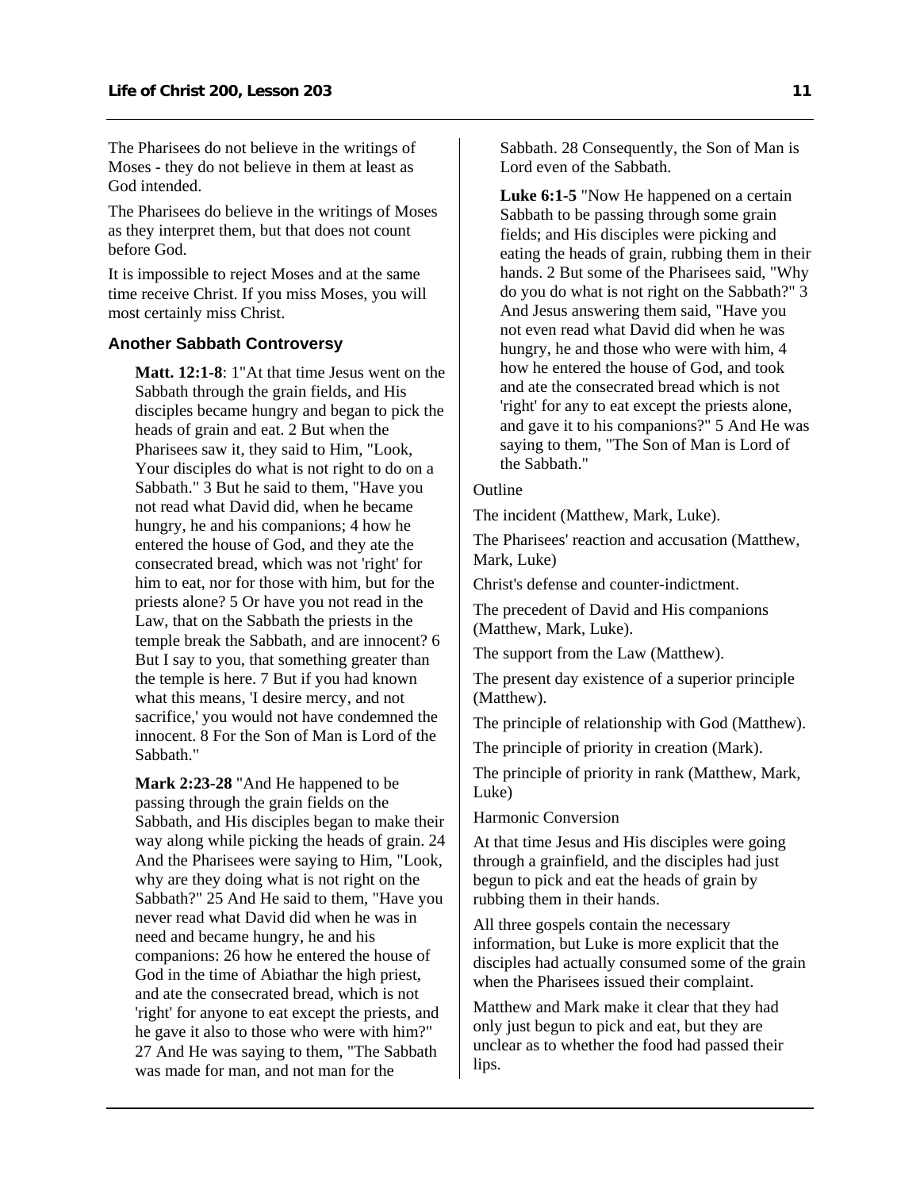The Pharisees do not believe in the writings of Moses - they do not believe in them at least as God intended.

The Pharisees do believe in the writings of Moses as they interpret them, but that does not count before God.

It is impossible to reject Moses and at the same time receive Christ. If you miss Moses, you will most certainly miss Christ.

### Another Sabbath Controversy

> **Matt. 12:1-8**: 1"At that time Jesus went on the Sabbath through the grain fields, and His disciples became hungry and began to pick the heads of grain and eat. 2 But when the Pharisees saw it, they said to Him, "Look, Your disciples do what is not right to do on a Sabbath." 3 But he said to them, "Have you not read what David did, when he became hungry, he and his companions; 4 how he entered the house of God, and they ate the consecrated bread, which was not 'right' for him to eat, nor for those with him, but for the priests alone? 5 Or have you not read in the Law, that on the Sabbath the priests in the temple break the Sabbath, and are innocent? 6 But I say to you, that something greater than the temple is here. 7 But if you had known what this means, 'I desire mercy, and not sacrifice,' you would not have condemned the innocent. 8 For the Son of Man is Lord of the Sabbath."

> **Mark 2:23-28** "And He happened to be passing through the grain fields on the Sabbath, and His disciples began to make their way along while picking the heads of grain. 24 And the Pharisees were saying to Him, "Look, why are they doing what is not right on the Sabbath?" 25 And He said to them, "Have you never read what David did when he was in need and became hungry, he and his companions: 26 how he entered the house of God in the time of Abiathar the high priest, and ate the consecrated bread, which is not 'right' for anyone to eat except the priests, and he gave it also to those who were with him?" 27 And He was saying to them, "The Sabbath was made for man, and not man for the Sabbath. 28 Consequently, the Son of Man is Lord even of the Sabbath.

> **Luke 6:1-5** "Now He happened on a certain Sabbath to be passing through some grain fields; and His disciples were picking and eating the heads of grain, rubbing them in their hands. 2 But some of the Pharisees said, "Why do you do what is not right on the Sabbath?" 3 And Jesus answering them said, "Have you not even read what David did when he was hungry, he and those who were with him, 4 how he entered the house of God, and took and ate the consecrated bread which is not 'right' for any to eat except the priests alone, and gave it to his companions?" 5 And He was saying to them, "The Son of Man is Lord of the Sabbath."

Outline

The incident (Matthew, Mark, Luke).

The Pharisees' reaction and accusation (Matthew, Mark, Luke)

Christ's defense and counter-indictment.

The precedent of David and His companions (Matthew, Mark, Luke).

The support from the Law (Matthew).

The present day existence of a superior principle (Matthew).

The principle of relationship with God (Matthew).

The principle of priority in creation (Mark).

The principle of priority in rank (Matthew, Mark, Luke)

Harmonic Conversion

At that time Jesus and His disciples were going through a grainfield, and the disciples had just begun to pick and eat the heads of grain by rubbing them in their hands.

All three gospels contain the necessary information, but Luke is more explicit that the disciples had actually consumed some of the grain when the Pharisees issued their complaint.

Matthew and Mark make it clear that they had only just begun to pick and eat, but they are unclear as to whether the food had passed their lips.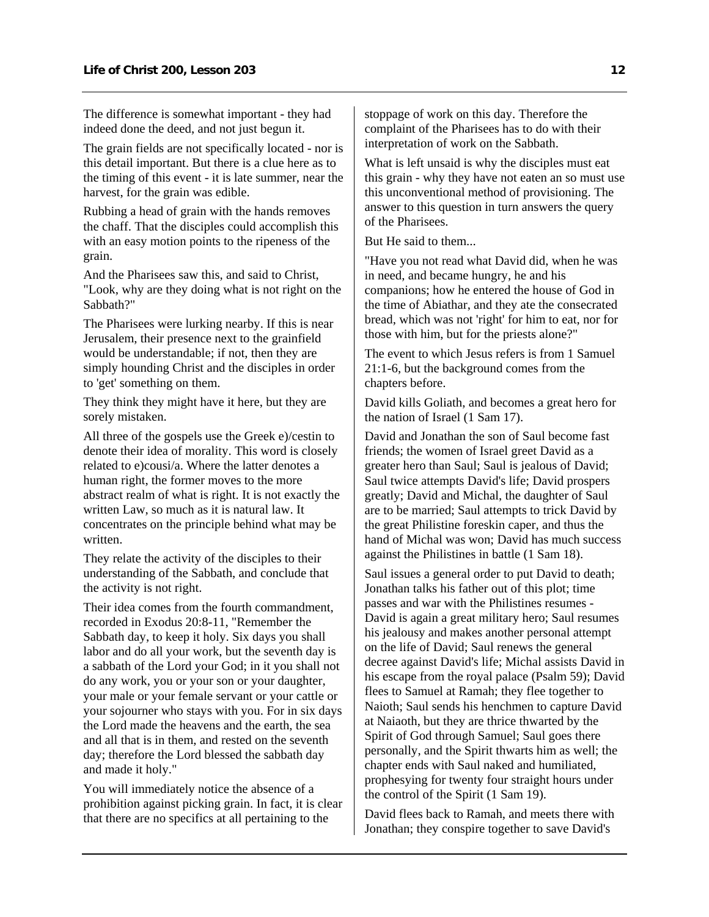The difference is somewhat important - they had indeed done the deed, and not just begun it.

The grain fields are not specifically located - nor is this detail important. But there is a clue here as to the timing of this event - it is late summer, near the harvest, for the grain was edible.

Rubbing a head of grain with the hands removes the chaff. That the disciples could accomplish this with an easy motion points to the ripeness of the grain.

And the Pharisees saw this, and said to Christ, "Look, why are they doing what is not right on the Sabbath?"

The Pharisees were lurking nearby. If this is near Jerusalem, their presence next to the grainfield would be understandable; if not, then they are simply hounding Christ and the disciples in order to 'get' something on them.

They think they might have it here, but they are sorely mistaken.

All three of the gospels use the Greek e)/cestin to denote their idea of morality. This word is closely related to e)cousi/a. Where the latter denotes a human right, the former moves to the more abstract realm of what is right. It is not exactly the written Law, so much as it is natural law. It concentrates on the principle behind what may be written.

They relate the activity of the disciples to their understanding of the Sabbath, and conclude that the activity is not right.

Their idea comes from the fourth commandment, recorded in Exodus 20:8-11, "Remember the Sabbath day, to keep it holy. Six days you shall labor and do all your work, but the seventh day is a sabbath of the Lord your God; in it you shall not do any work, you or your son or your daughter, your male or your female servant or your cattle or your sojourner who stays with you. For in six days the Lord made the heavens and the earth, the sea and all that is in them, and rested on the seventh day; therefore the Lord blessed the sabbath day and made it holy."

You will immediately notice the absence of a prohibition against picking grain. In fact, it is clear that there are no specifics at all pertaining to the stoppage of work on this day. Therefore the complaint of the Pharisees has to do with their interpretation of work on the Sabbath.

What is left unsaid is why the disciples must eat this grain - why they have not eaten an so must use this unconventional method of provisioning. The answer to this question in turn answers the query of the Pharisees.

But He said to them...

"Have you not read what David did, when he was in need, and became hungry, he and his companions; how he entered the house of God in the time of Abiathar, and they ate the consecrated bread, which was not 'right' for him to eat, nor for those with him, but for the priests alone?"

The event to which Jesus refers is from 1 Samuel 21:1-6, but the background comes from the chapters before.

David kills Goliath, and becomes a great hero for the nation of Israel (1 Sam 17).

David and Jonathan the son of Saul become fast friends; the women of Israel greet David as a greater hero than Saul; Saul is jealous of David; Saul twice attempts David's life; David prospers greatly; David and Michal, the daughter of Saul are to be married; Saul attempts to trick David by the great Philistine foreskin caper, and thus the hand of Michal was won; David has much success against the Philistines in battle (1 Sam 18).

Saul issues a general order to put David to death; Jonathan talks his father out of this plot; time passes and war with the Philistines resumes - David is again a great military hero; Saul resumes his jealousy and makes another personal attempt on the life of David; Saul renews the general decree against David's life; Michal assists David in his escape from the royal palace (Psalm 59); David flees to Samuel at Ramah; they flee together to Naioth; Saul sends his henchmen to capture David at Naiaoth, but they are thrice thwarted by the Spirit of God through Samuel; Saul goes there personally, and the Spirit thwarts him as well; the chapter ends with Saul naked and humiliated, prophesying for twenty four straight hours under the control of the Spirit (1 Sam 19).

David flees back to Ramah, and meets there with Jonathan; they conspire together to save David's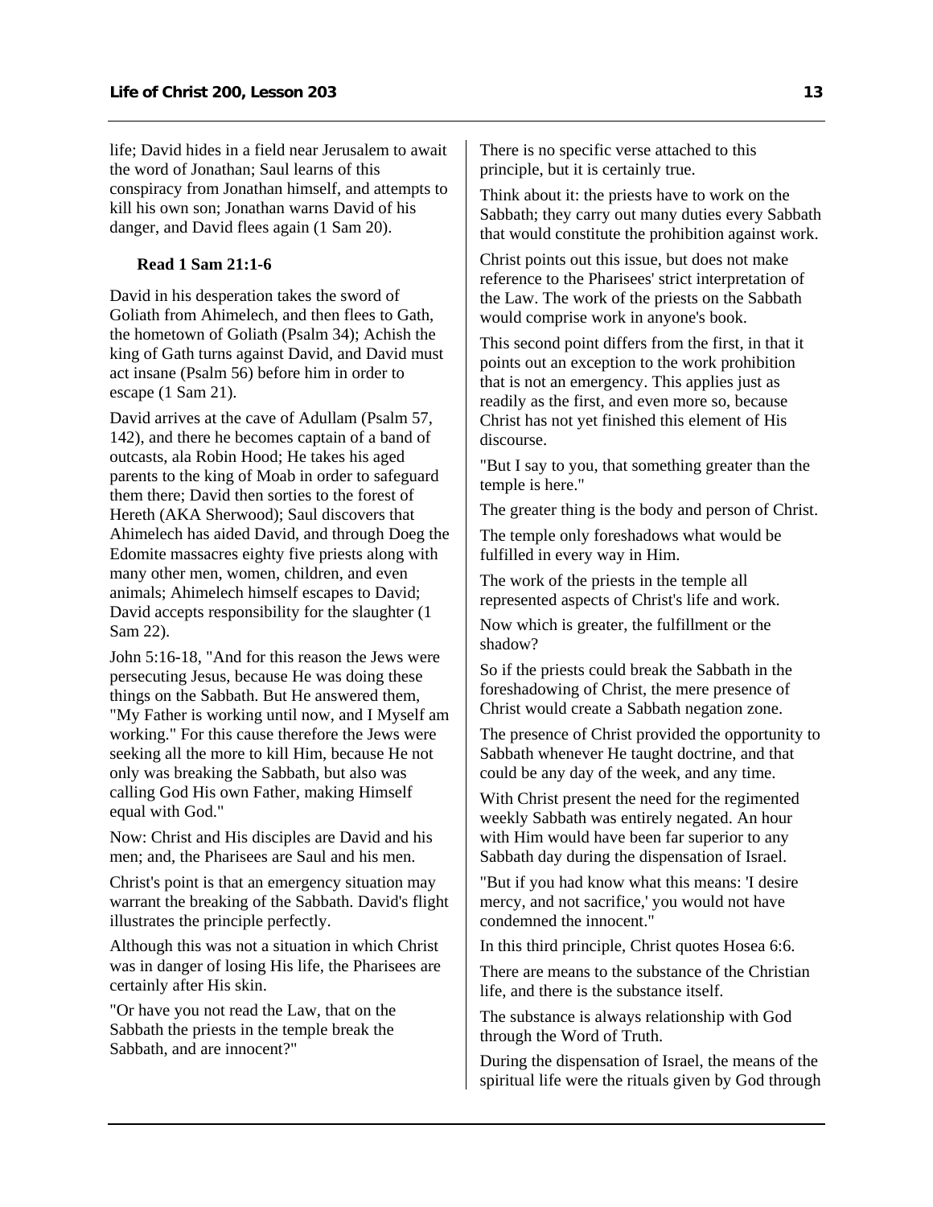life; David hides in a field near Jerusalem to await the word of Jonathan; Saul learns of this conspiracy from Jonathan himself, and attempts to kill his own son; Jonathan warns David of his danger, and David flees again (1 Sam 20).

**Read 1 Sam 21:1-6**

David in his desperation takes the sword of Goliath from Ahimelech, and then flees to Gath, the hometown of Goliath (Psalm 34); Achish the king of Gath turns against David, and David must act insane (Psalm 56) before him in order to escape (1 Sam 21).

David arrives at the cave of Adullam (Psalm 57, 142), and there he becomes captain of a band of outcasts, ala Robin Hood; He takes his aged parents to the king of Moab in order to safeguard them there; David then sorties to the forest of Hereth (AKA Sherwood); Saul discovers that Ahimelech has aided David, and through Doeg the Edomite massacres eighty five priests along with many other men, women, children, and even animals; Ahimelech himself escapes to David; David accepts responsibility for the slaughter (1 Sam 22).

John 5:16-18, "And for this reason the Jews were persecuting Jesus, because He was doing these things on the Sabbath. But He answered them, "My Father is working until now, and I Myself am working." For this cause therefore the Jews were seeking all the more to kill Him, because He not only was breaking the Sabbath, but also was calling God His own Father, making Himself equal with God."

Now: Christ and His disciples are David and his men; and, the Pharisees are Saul and his men.

Christ's point is that an emergency situation may warrant the breaking of the Sabbath. David's flight illustrates the principle perfectly.

Although this was not a situation in which Christ was in danger of losing His life, the Pharisees are certainly after His skin.

"Or have you not read the Law, that on the Sabbath the priests in the temple break the Sabbath, and are innocent?"

There is no specific verse attached to this principle, but it is certainly true.

Think about it: the priests have to work on the Sabbath; they carry out many duties every Sabbath that would constitute the prohibition against work.

Christ points out this issue, but does not make reference to the Pharisees' strict interpretation of the Law. The work of the priests on the Sabbath would comprise work in anyone's book.

This second point differs from the first, in that it points out an exception to the work prohibition that is not an emergency. This applies just as readily as the first, and even more so, because Christ has not yet finished this element of His discourse.

"But I say to you, that something greater than the temple is here."

The greater thing is the body and person of Christ.

The temple only foreshadows what would be fulfilled in every way in Him.

The work of the priests in the temple all represented aspects of Christ's life and work.

Now which is greater, the fulfillment or the shadow?

So if the priests could break the Sabbath in the foreshadowing of Christ, the mere presence of Christ would create a Sabbath negation zone.

The presence of Christ provided the opportunity to Sabbath whenever He taught doctrine, and that could be any day of the week, and any time.

With Christ present the need for the regimented weekly Sabbath was entirely negated. An hour with Him would have been far superior to any Sabbath day during the dispensation of Israel.

"But if you had know what this means: 'I desire mercy, and not sacrifice,' you would not have condemned the innocent."

In this third principle, Christ quotes Hosea 6:6.

There are means to the substance of the Christian life, and there is the substance itself.

The substance is always relationship with God through the Word of Truth.

During the dispensation of Israel, the means of the spiritual life were the rituals given by God through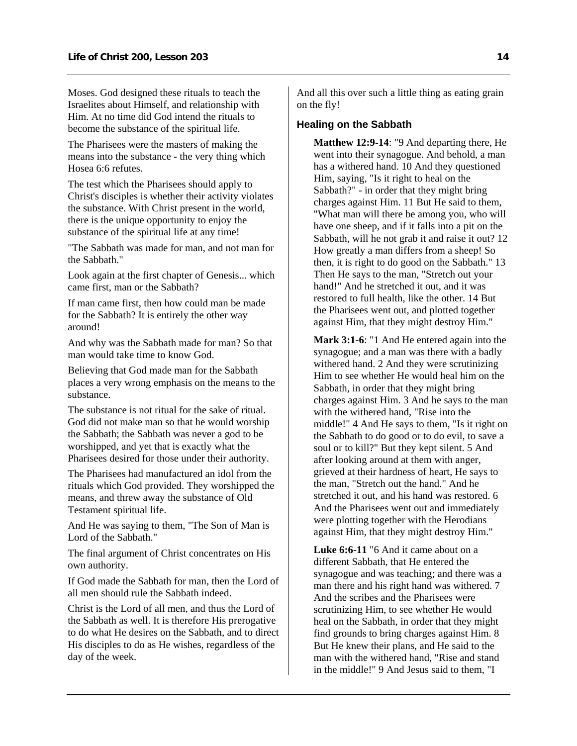Moses. God designed these rituals to teach the Israelites about Himself, and relationship with Him. At no time did God intend the rituals to become the substance of the spiritual life.

The Pharisees were the masters of making the means into the substance - the very thing which Hosea 6:6 refutes.

The test which the Pharisees should apply to Christ's disciples is whether their activity violates the substance. With Christ present in the world, there is the unique opportunity to enjoy the substance of the spiritual life at any time!

"The Sabbath was made for man, and not man for the Sabbath."

Look again at the first chapter of Genesis... which came first, man or the Sabbath?

If man came first, then how could man be made for the Sabbath? It is entirely the other way around!

And why was the Sabbath made for man? So that man would take time to know God.

Believing that God made man for the Sabbath places a very wrong emphasis on the means to the substance.

The substance is not ritual for the sake of ritual. God did not make man so that he would worship the Sabbath; the Sabbath was never a god to be worshipped, and yet that is exactly what the Pharisees desired for those under their authority.

The Pharisees had manufactured an idol from the rituals which God provided. They worshipped the means, and threw away the substance of Old Testament spiritual life.

And He was saying to them, "The Son of Man is Lord of the Sabbath."

The final argument of Christ concentrates on His own authority.

If God made the Sabbath for man, then the Lord of all men should rule the Sabbath indeed.

Christ is the Lord of all men, and thus the Lord of the Sabbath as well. It is therefore His prerogative to do what He desires on the Sabbath, and to direct His disciples to do as He wishes, regardless of the day of the week.

And all this over such a little thing as eating grain on the fly!

### Healing on the Sabbath

> **Matthew 12:9-14**: "9 And departing there, He went into their synagogue. And behold, a man has a withered hand. 10 And they questioned Him, saying, "Is it right to heal on the Sabbath?" - in order that they might bring charges against Him. 11 But He said to them, "What man will there be among you, who will have one sheep, and if it falls into a pit on the Sabbath, will he not grab it and raise it out? 12 How greatly a man differs from a sheep! So then, it is right to do good on the Sabbath." 13 Then He says to the man, "Stretch out your hand!" And he stretched it out, and it was restored to full health, like the other. 14 But the Pharisees went out, and plotted together against Him, that they might destroy Him."

> **Mark 3:1-6**: "1 And He entered again into the synagogue; and a man was there with a badly withered hand. 2 And they were scrutinizing Him to see whether He would heal him on the Sabbath, in order that they might bring charges against Him. 3 And he says to the man with the withered hand, "Rise into the middle!" 4 And He says to them, "Is it right on the Sabbath to do good or to do evil, to save a soul or to kill?" But they kept silent. 5 And after looking around at them with anger, grieved at their hardness of heart, He says to the man, "Stretch out the hand." And he stretched it out, and his hand was restored. 6 And the Pharisees went out and immediately were plotting together with the Herodians against Him, that they might destroy Him."

> **Luke 6:6-11** "6 And it came about on a different Sabbath, that He entered the synagogue and was teaching; and there was a man there and his right hand was withered. 7 And the scribes and the Pharisees were scrutinizing Him, to see whether He would heal on the Sabbath, in order that they might find grounds to bring charges against Him. 8 But He knew their plans, and He said to the man with the withered hand, "Rise and stand in the middle!" 9 And Jesus said to them, "I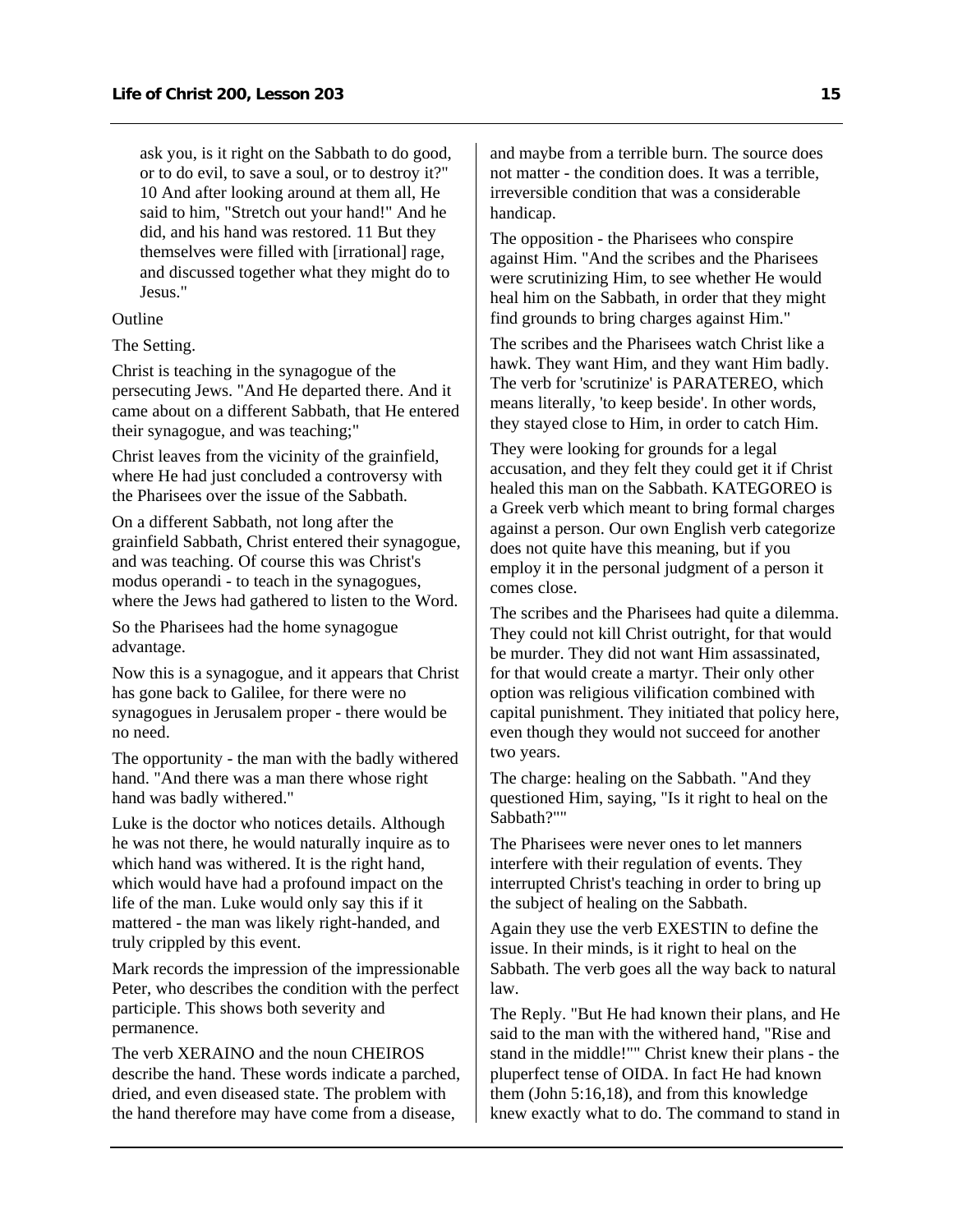ask you, is it right on the Sabbath to do good, or to do evil, to save a soul, or to destroy it?" 10 And after looking around at them all, He said to him, "Stretch out your hand!" And he did, and his hand was restored. 11 But they themselves were filled with [irrational] rage, and discussed together what they might do to Jesus."

Outline

The Setting.

Christ is teaching in the synagogue of the persecuting Jews. "And He departed there. And it came about on a different Sabbath, that He entered their synagogue, and was teaching;"

Christ leaves from the vicinity of the grainfield, where He had just concluded a controversy with the Pharisees over the issue of the Sabbath.

On a different Sabbath, not long after the grainfield Sabbath, Christ entered their synagogue, and was teaching. Of course this was Christ's modus operandi - to teach in the synagogues, where the Jews had gathered to listen to the Word.

So the Pharisees had the home synagogue advantage.

Now this is a synagogue, and it appears that Christ has gone back to Galilee, for there were no synagogues in Jerusalem proper - there would be no need.

The opportunity - the man with the badly withered hand. "And there was a man there whose right hand was badly withered."

Luke is the doctor who notices details. Although he was not there, he would naturally inquire as to which hand was withered. It is the right hand, which would have had a profound impact on the life of the man. Luke would only say this if it mattered - the man was likely right-handed, and truly crippled by this event.

Mark records the impression of the impressionable Peter, who describes the condition with the perfect participle. This shows both severity and permanence.

The verb XERAINO and the noun CHEIROS describe the hand. These words indicate a parched, dried, and even diseased state. The problem with the hand therefore may have come from a disease, and maybe from a terrible burn. The source does not matter - the condition does. It was a terrible, irreversible condition that was a considerable handicap.

The opposition - the Pharisees who conspire against Him. "And the scribes and the Pharisees were scrutinizing Him, to see whether He would heal him on the Sabbath, in order that they might find grounds to bring charges against Him."

The scribes and the Pharisees watch Christ like a hawk. They want Him, and they want Him badly. The verb for 'scrutinize' is PARATEREO, which means literally, 'to keep beside'. In other words, they stayed close to Him, in order to catch Him.

They were looking for grounds for a legal accusation, and they felt they could get it if Christ healed this man on the Sabbath. KATEGOREO is a Greek verb which meant to bring formal charges against a person. Our own English verb categorize does not quite have this meaning, but if you employ it in the personal judgment of a person it comes close.

The scribes and the Pharisees had quite a dilemma. They could not kill Christ outright, for that would be murder. They did not want Him assassinated, for that would create a martyr. Their only other option was religious vilification combined with capital punishment. They initiated that policy here, even though they would not succeed for another two years.

The charge: healing on the Sabbath. "And they questioned Him, saying, "Is it right to heal on the Sabbath?""

The Pharisees were never ones to let manners interfere with their regulation of events. They interrupted Christ's teaching in order to bring up the subject of healing on the Sabbath.

Again they use the verb EXESTIN to define the issue. In their minds, is it right to heal on the Sabbath. The verb goes all the way back to natural law.

The Reply. "But He had known their plans, and He said to the man with the withered hand, "Rise and stand in the middle!"" Christ knew their plans - the pluperfect tense of OIDA. In fact He had known them (John 5:16,18), and from this knowledge knew exactly what to do. The command to stand in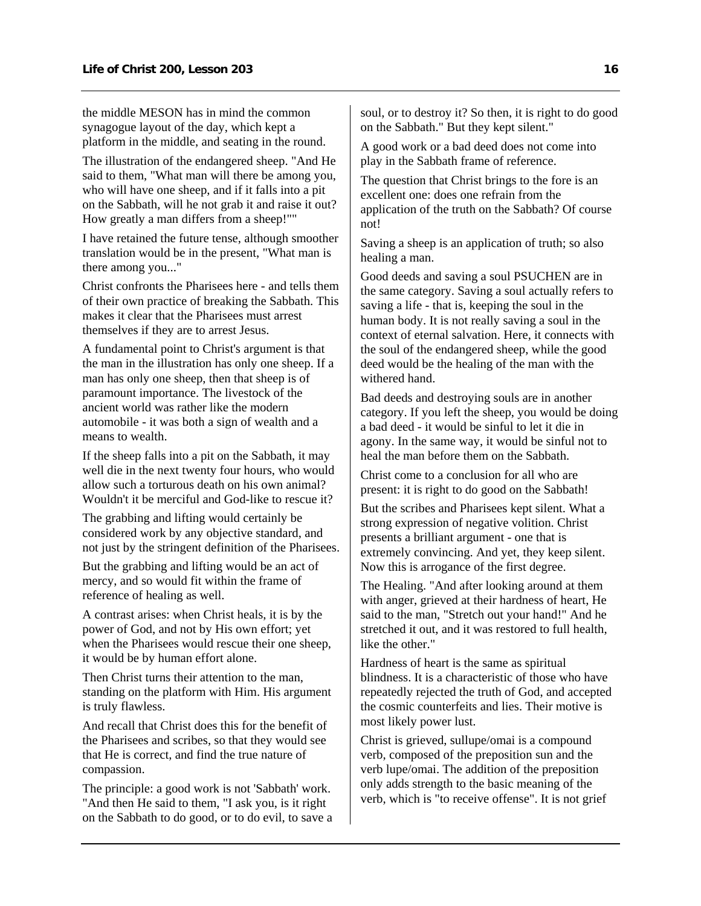the middle MESON has in mind the common synagogue layout of the day, which kept a platform in the middle, and seating in the round.

The illustration of the endangered sheep. "And He said to them, "What man will there be among you, who will have one sheep, and if it falls into a pit on the Sabbath, will he not grab it and raise it out? How greatly a man differs from a sheep!""

I have retained the future tense, although smoother translation would be in the present, "What man is there among you..."

Christ confronts the Pharisees here - and tells them of their own practice of breaking the Sabbath. This makes it clear that the Pharisees must arrest themselves if they are to arrest Jesus.

A fundamental point to Christ's argument is that the man in the illustration has only one sheep. If a man has only one sheep, then that sheep is of paramount importance. The livestock of the ancient world was rather like the modern automobile - it was both a sign of wealth and a means to wealth.

If the sheep falls into a pit on the Sabbath, it may well die in the next twenty four hours, who would allow such a torturous death on his own animal? Wouldn't it be merciful and God-like to rescue it?

The grabbing and lifting would certainly be considered work by any objective standard, and not just by the stringent definition of the Pharisees.

But the grabbing and lifting would be an act of mercy, and so would fit within the frame of reference of healing as well.

A contrast arises: when Christ heals, it is by the power of God, and not by His own effort; yet when the Pharisees would rescue their one sheep, it would be by human effort alone.

Then Christ turns their attention to the man, standing on the platform with Him. His argument is truly flawless.

And recall that Christ does this for the benefit of the Pharisees and scribes, so that they would see that He is correct, and find the true nature of compassion.

The principle: a good work is not 'Sabbath' work. "And then He said to them, "I ask you, is it right on the Sabbath to do good, or to do evil, to save a soul, or to destroy it? So then, it is right to do good on the Sabbath." But they kept silent."

A good work or a bad deed does not come into play in the Sabbath frame of reference.

The question that Christ brings to the fore is an excellent one: does one refrain from the application of the truth on the Sabbath? Of course not!

Saving a sheep is an application of truth; so also healing a man.

Good deeds and saving a soul PSUCHEN are in the same category. Saving a soul actually refers to saving a life - that is, keeping the soul in the human body. It is not really saving a soul in the context of eternal salvation. Here, it connects with the soul of the endangered sheep, while the good deed would be the healing of the man with the withered hand.

Bad deeds and destroying souls are in another category. If you left the sheep, you would be doing a bad deed - it would be sinful to let it die in agony. In the same way, it would be sinful not to heal the man before them on the Sabbath.

Christ come to a conclusion for all who are present: it is right to do good on the Sabbath!

But the scribes and Pharisees kept silent. What a strong expression of negative volition. Christ presents a brilliant argument - one that is extremely convincing. And yet, they keep silent. Now this is arrogance of the first degree.

The Healing. "And after looking around at them with anger, grieved at their hardness of heart, He said to the man, "Stretch out your hand!" And he stretched it out, and it was restored to full health, like the other."

Hardness of heart is the same as spiritual blindness. It is a characteristic of those who have repeatedly rejected the truth of God, and accepted the cosmic counterfeits and lies. Their motive is most likely power lust.

Christ is grieved, sullupe/omai is a compound verb, composed of the preposition sun and the verb lupe/omai. The addition of the preposition only adds strength to the basic meaning of the verb, which is "to receive offense". It is not grief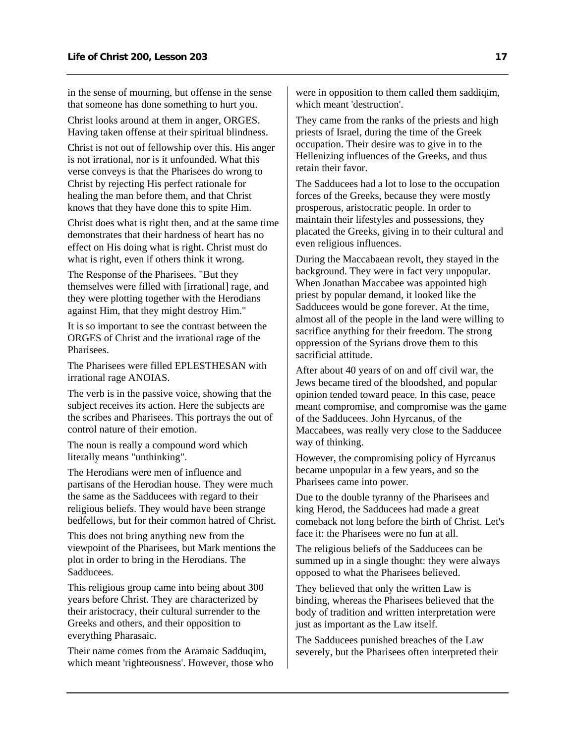in the sense of mourning, but offense in the sense that someone has done something to hurt you.

Christ looks around at them in anger, ORGES. Having taken offense at their spiritual blindness.

Christ is not out of fellowship over this. His anger is not irrational, nor is it unfounded. What this verse conveys is that the Pharisees do wrong to Christ by rejecting His perfect rationale for healing the man before them, and that Christ knows that they have done this to spite Him.

Christ does what is right then, and at the same time demonstrates that their hardness of heart has no effect on His doing what is right. Christ must do what is right, even if others think it wrong.

The Response of the Pharisees. "But they themselves were filled with [irrational] rage, and they were plotting together with the Herodians against Him, that they might destroy Him."

It is so important to see the contrast between the ORGES of Christ and the irrational rage of the Pharisees.

The Pharisees were filled EPLESTHESAN with irrational rage ANOIAS.

The verb is in the passive voice, showing that the subject receives its action. Here the subjects are the scribes and Pharisees. This portrays the out of control nature of their emotion.

The noun is really a compound word which literally means "unthinking".

The Herodians were men of influence and partisans of the Herodian house. They were much the same as the Sadducees with regard to their religious beliefs. They would have been strange bedfellows, but for their common hatred of Christ.

This does not bring anything new from the viewpoint of the Pharisees, but Mark mentions the plot in order to bring in the Herodians. The Sadducees.

This religious group came into being about 300 years before Christ. They are characterized by their aristocracy, their cultural surrender to the Greeks and others, and their opposition to everything Pharasaic.

Their name comes from the Aramaic Sadduqim, which meant 'righteousness'. However, those who were in opposition to them called them saddiqim, which meant 'destruction'.

They came from the ranks of the priests and high priests of Israel, during the time of the Greek occupation. Their desire was to give in to the Hellenizing influences of the Greeks, and thus retain their favor.

The Sadducees had a lot to lose to the occupation forces of the Greeks, because they were mostly prosperous, aristocratic people. In order to maintain their lifestyles and possessions, they placated the Greeks, giving in to their cultural and even religious influences.

During the Maccabaean revolt, they stayed in the background. They were in fact very unpopular. When Jonathan Maccabee was appointed high priest by popular demand, it looked like the Sadducees would be gone forever. At the time, almost all of the people in the land were willing to sacrifice anything for their freedom. The strong oppression of the Syrians drove them to this sacrificial attitude.

After about 40 years of on and off civil war, the Jews became tired of the bloodshed, and popular opinion tended toward peace. In this case, peace meant compromise, and compromise was the game of the Sadducees. John Hyrcanus, of the Maccabees, was really very close to the Sadducee way of thinking.

However, the compromising policy of Hyrcanus became unpopular in a few years, and so the Pharisees came into power.

Due to the double tyranny of the Pharisees and king Herod, the Sadducees had made a great comeback not long before the birth of Christ. Let's face it: the Pharisees were no fun at all.

The religious beliefs of the Sadducees can be summed up in a single thought: they were always opposed to what the Pharisees believed.

They believed that only the written Law is binding, whereas the Pharisees believed that the body of tradition and written interpretation were just as important as the Law itself.

The Sadducees punished breaches of the Law severely, but the Pharisees often interpreted their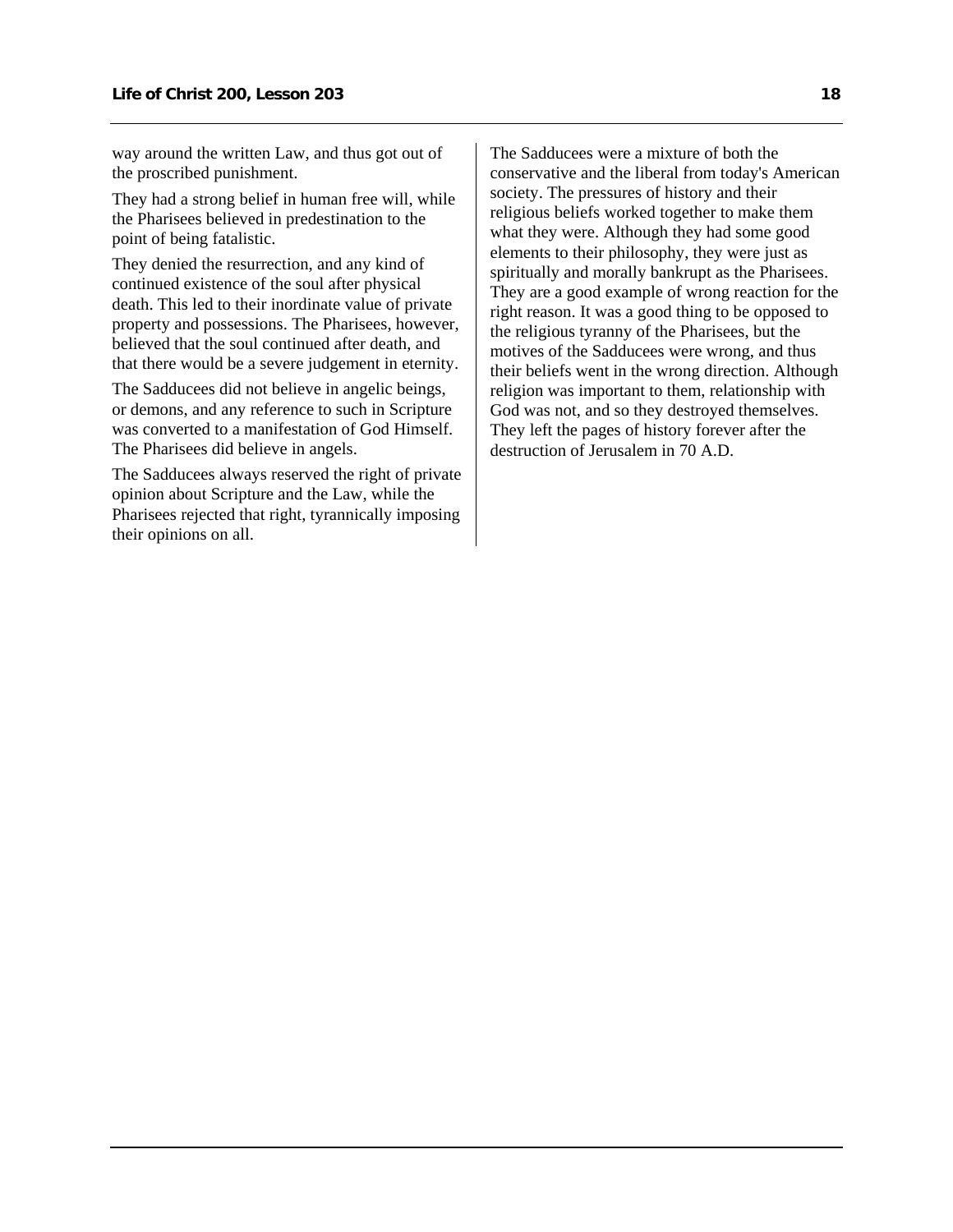way around the written Law, and thus got out of the proscribed punishment.

They had a strong belief in human free will, while the Pharisees believed in predestination to the point of being fatalistic.

They denied the resurrection, and any kind of continued existence of the soul after physical death. This led to their inordinate value of private property and possessions. The Pharisees, however, believed that the soul continued after death, and that there would be a severe judgement in eternity.

The Sadducees did not believe in angelic beings, or demons, and any reference to such in Scripture was converted to a manifestation of God Himself. The Pharisees did believe in angels.

The Sadducees always reserved the right of private opinion about Scripture and the Law, while the Pharisees rejected that right, tyrannically imposing their opinions on all.

The Sadducees were a mixture of both the conservative and the liberal from today's American society. The pressures of history and their religious beliefs worked together to make them what they were. Although they had some good elements to their philosophy, they were just as spiritually and morally bankrupt as the Pharisees. They are a good example of wrong reaction for the right reason. It was a good thing to be opposed to the religious tyranny of the Pharisees, but the motives of the Sadducees were wrong, and thus their beliefs went in the wrong direction. Although religion was important to them, relationship with God was not, and so they destroyed themselves. They left the pages of history forever after the destruction of Jerusalem in 70 A.D.